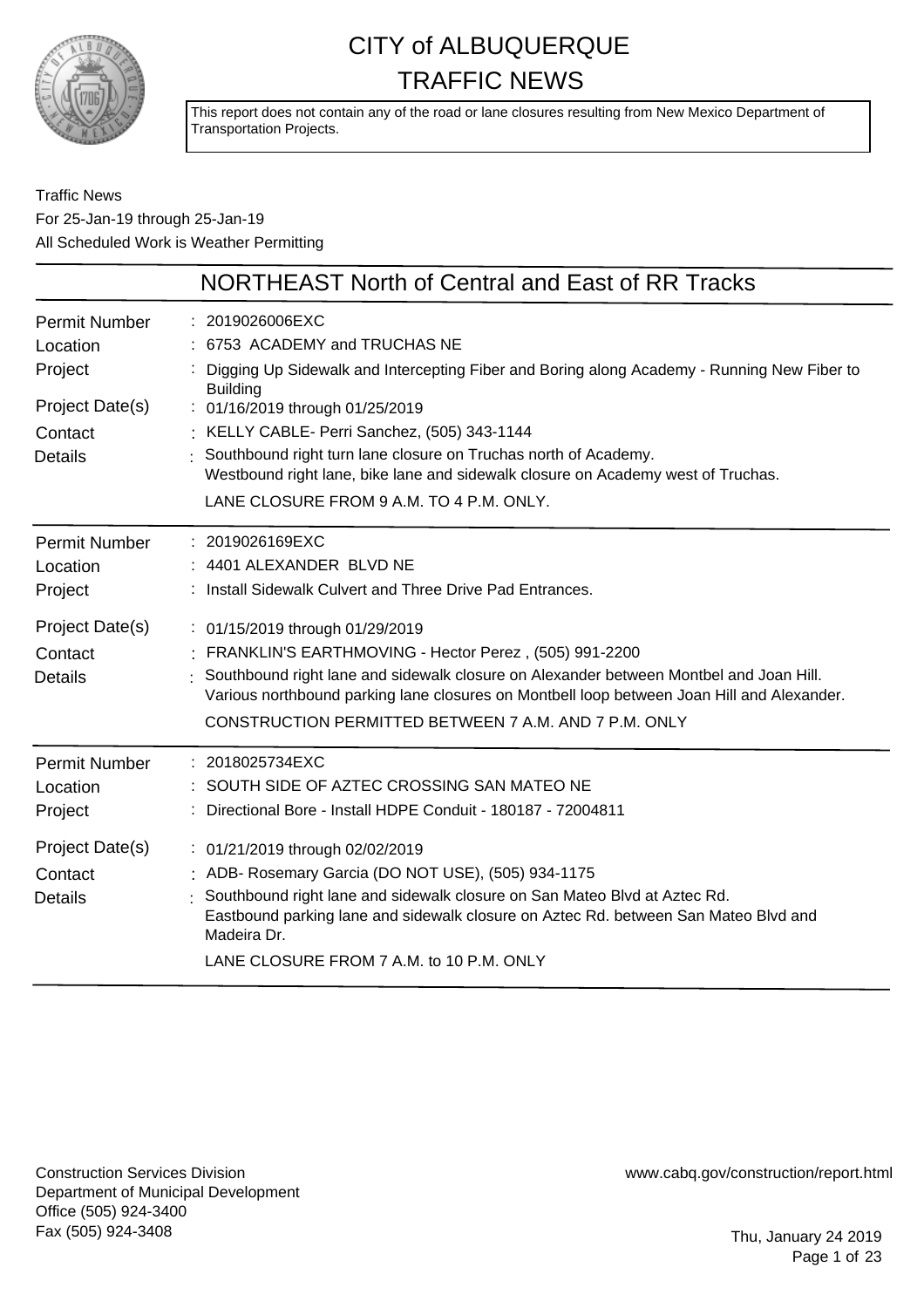# CITY of ALBUQUERQUE TRAFFIC NEWS

This report does not contain any of the road or lane closures resulting from New Mexico Department of Transportation Projects.

Traffic News
For 25-Jan-19 through 25-Jan-19
All Scheduled Work is Weather Permitting

## NORTHEAST North of Central and East of RR Tracks

| | |
|---|---|
| Permit Number | 2019026006EXC |
| Location | 6753 ACADEMY and TRUCHAS NE |
| Project | Digging Up Sidewalk and Intercepting Fiber and Boring along Academy - Running New Fiber to Building |
| Project Date(s) | 01/16/2019 through 01/25/2019 |
| Contact | KELLY CABLE- Perri Sanchez, (505) 343-1144 |
| Details | Southbound right turn lane closure on Truchas north of Academy.<br>Westbound right lane, bike lane and sidewalk closure on Academy west of Truchas.<br>LANE CLOSURE FROM 9 A.M. TO 4 P.M. ONLY. |

| | |
|---|---|
| Permit Number | 2019026169EXC |
| Location | 4401 ALEXANDER BLVD NE |
| Project | Install Sidewalk Culvert and Three Drive Pad Entrances. |
| Project Date(s) | 01/15/2019 through 01/29/2019 |
| Contact | FRANKLIN'S EARTHMOVING - Hector Perez , (505) 991-2200 |
| Details | Southbound right lane and sidewalk closure on Alexander between Montbel and Joan Hill.<br>Various northbound parking lane closures on Montbell loop between Joan Hill and Alexander.<br>CONSTRUCTION PERMITTED BETWEEN 7 A.M. AND 7 P.M. ONLY |

| | |
|---|---|
| Permit Number | 2018025734EXC |
| Location | SOUTH SIDE OF AZTEC CROSSING SAN MATEO NE |
| Project | Directional Bore - Install HDPE Conduit - 180187 - 72004811 |
| Project Date(s) | 01/21/2019 through 02/02/2019 |
| Contact | ADB- Rosemary Garcia (DO NOT USE), (505) 934-1175 |
| Details | Southbound right lane and sidewalk closure on San Mateo Blvd at Aztec Rd.<br>Eastbound parking lane and sidewalk closure on Aztec Rd. between San Mateo Blvd and Madeira Dr.<br>LANE CLOSURE FROM 7 A.M. to 10 P.M. ONLY |

Construction Services Division
Department of Municipal Development
Office (505) 924-3400
Fax (505) 924-3408

www.cabq.gov/construction/report.html

Thu, January 24 2019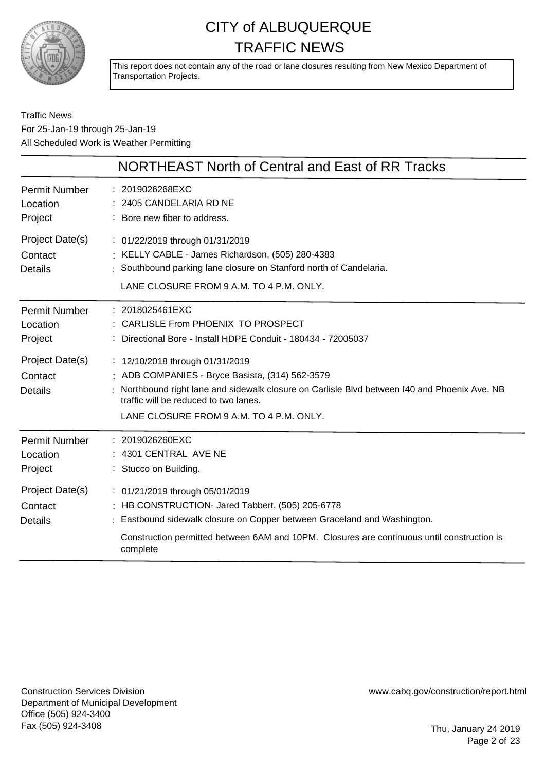# CITY of ALBUQUERQUE
# TRAFFIC NEWS

This report does not contain any of the road or lane closures resulting from New Mexico Department of Transportation Projects.

Traffic News
For 25-Jan-19 through 25-Jan-19
All Scheduled Work is Weather Permitting

## NORTHEAST North of Central and East of RR Tracks

| | |
|---|---|
| Permit Number | : 2019026268EXC |
| Location | : 2405 CANDELARIA RD NE |
| Project | : Bore new fiber to address. |
| Project Date(s) | : 01/22/2019 through 01/31/2019 |
| Contact | : KELLY CABLE - James Richardson, (505) 280-4383 |
| Details | : Southbound parking lane closure on Stanford north of Candelaria.<br>LANE CLOSURE FROM 9 A.M. TO 4 P.M. ONLY. |

| | |
|---|---|
| Permit Number | : 2018025461EXC |
| Location | : CARLISLE From PHOENIX TO PROSPECT |
| Project | : Directional Bore - Install HDPE Conduit - 180434 - 72005037 |
| Project Date(s) | : 12/10/2018 through 01/31/2019 |
| Contact | : ADB COMPANIES - Bryce Basista, (314) 562-3579 |
| Details | : Northbound right lane and sidewalk closure on Carlisle Blvd between I40 and Phoenix Ave. NB traffic will be reduced to two lanes.<br>LANE CLOSURE FROM 9 A.M. TO 4 P.M. ONLY. |

| | |
|---|---|
| Permit Number | : 2019026260EXC |
| Location | : 4301 CENTRAL AVE NE |
| Project | : Stucco on Building. |
| Project Date(s) | : 01/21/2019 through 05/01/2019 |
| Contact | : HB CONSTRUCTION- Jared Tabbert, (505) 205-6778 |
| Details | : Eastbound sidewalk closure on Copper between Graceland and Washington.<br>Construction permitted between 6AM and 10PM. Closures are continuous until construction is complete |

Construction Services Division
Department of Municipal Development
Office (505) 924-3400
Fax (505) 924-3408

www.cabq.gov/construction/report.html

Thu, January 24 2019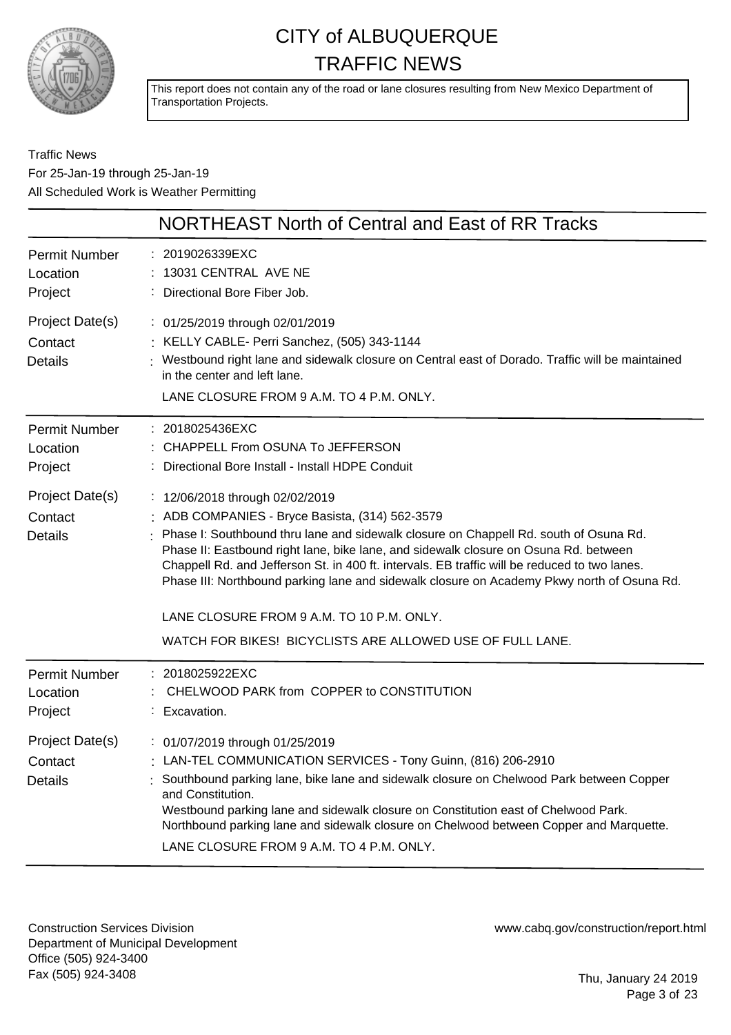# CITY of ALBUQUERQUE TRAFFIC NEWS

This report does not contain any of the road or lane closures resulting from New Mexico Department of Transportation Projects.

Traffic News
For 25-Jan-19 through 25-Jan-19
All Scheduled Work is Weather Permitting

## NORTHEAST North of Central and East of RR Tracks

| | |
|---|---|
| Permit Number | 2019026339EXC |
| Location | 13031 CENTRAL AVE NE |
| Project | Directional Bore Fiber Job. |
| Project Date(s) | 01/25/2019 through 02/01/2019 |
| Contact | KELLY CABLE- Perri Sanchez, (505) 343-1144 |
| Details | Westbound right lane and sidewalk closure on Central east of Dorado. Traffic will be maintained in the center and left lane.<br>LANE CLOSURE FROM 9 A.M. TO 4 P.M. ONLY. |

| | |
|---|---|
| Permit Number | 2018025436EXC |
| Location | CHAPPELL From OSUNA To JEFFERSON |
| Project | Directional Bore Install - Install HDPE Conduit |
| Project Date(s) | 12/06/2018 through 02/02/2019 |
| Contact | ADB COMPANIES - Bryce Basista, (314) 562-3579 |
| Details | Phase I: Southbound thru lane and sidewalk closure on Chappell Rd. south of Osuna Rd.<br>Phase II: Eastbound right lane, bike lane, and sidewalk closure on Osuna Rd. between Chappell Rd. and Jefferson St. in 400 ft. intervals. EB traffic will be reduced to two lanes.<br>Phase III: Northbound parking lane and sidewalk closure on Academy Pkwy north of Osuna Rd.<br>LANE CLOSURE FROM 9 A.M. TO 10 P.M. ONLY.<br>WATCH FOR BIKES! BICYCLISTS ARE ALLOWED USE OF FULL LANE. |

| | |
|---|---|
| Permit Number | 2018025922EXC |
| Location | CHELWOOD PARK from COPPER to CONSTITUTION |
| Project | Excavation. |
| Project Date(s) | 01/07/2019 through 01/25/2019 |
| Contact | LAN-TEL COMMUNICATION SERVICES - Tony Guinn, (816) 206-2910 |
| Details | Southbound parking lane, bike lane and sidewalk closure on Chelwood Park between Copper and Constitution.<br>Westbound parking lane and sidewalk closure on Constitution east of Chelwood Park.<br>Northbound parking lane and sidewalk closure on Chelwood between Copper and Marquette.<br>LANE CLOSURE FROM 9 A.M. TO 4 P.M. ONLY. |

Construction Services Division
Department of Municipal Development
Office (505) 924-3400
Fax (505) 924-3408

www.cabq.gov/construction/report.html

Thu, January 24 2019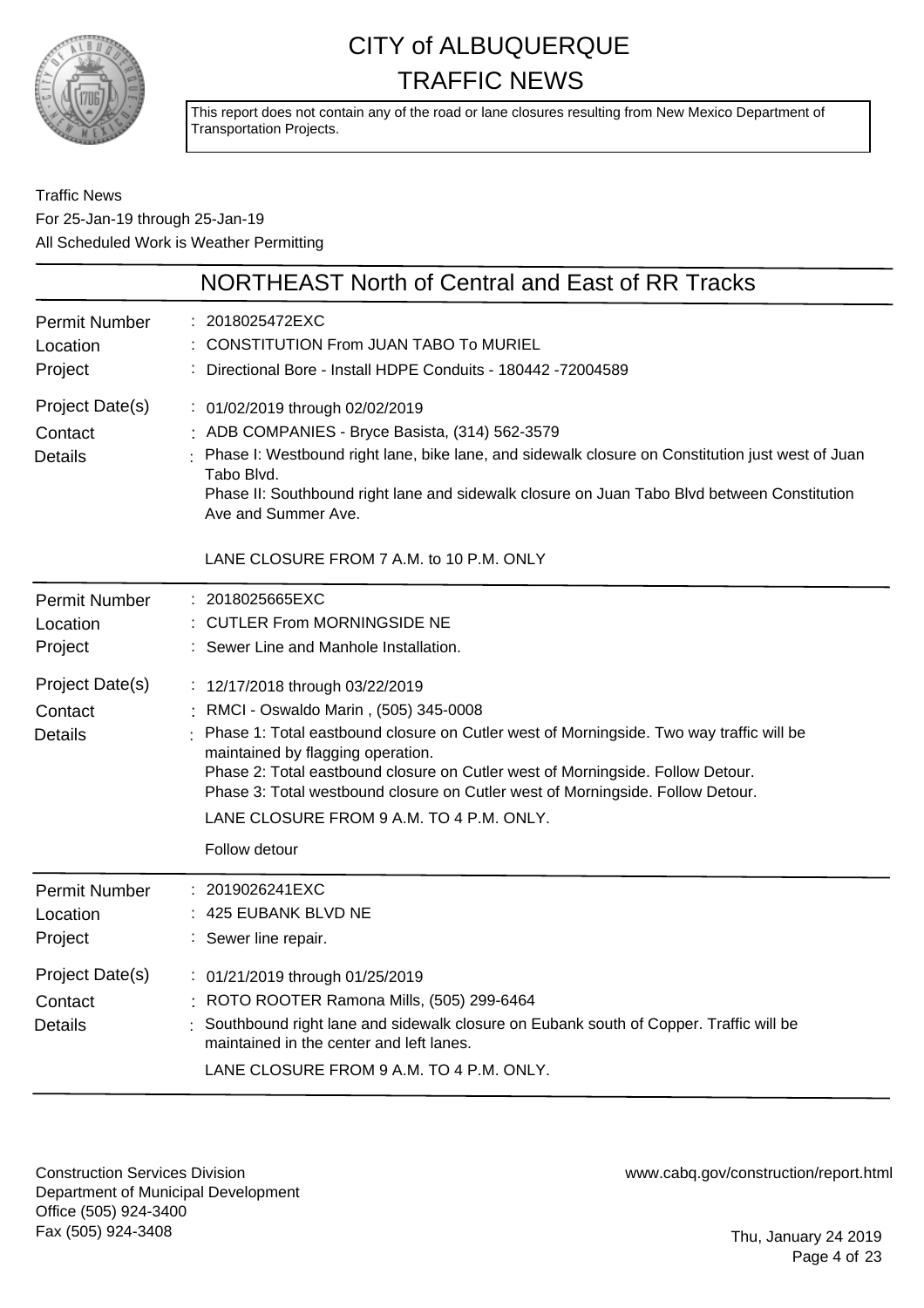# CITY of ALBUQUERQUE TRAFFIC NEWS

This report does not contain any of the road or lane closures resulting from New Mexico Department of Transportation Projects.

Traffic News
For 25-Jan-19 through 25-Jan-19
All Scheduled Work is Weather Permitting

## NORTHEAST North of Central and East of RR Tracks

| | |
|---|---|
| Permit Number | 2018025472EXC |
| Location | CONSTITUTION From JUAN TABO To MURIEL |
| Project | Directional Bore - Install HDPE Conduits - 180442 -72004589 |
| Project Date(s) | 01/02/2019 through 02/02/2019 |
| Contact | ADB COMPANIES - Bryce Basista, (314) 562-3579 |
| Details | Phase I: Westbound right lane, bike lane, and sidewalk closure on Constitution just west of Juan Tabo Blvd.<br>Phase II: Southbound right lane and sidewalk closure on Juan Tabo Blvd between Constitution Ave and Summer Ave.<br><br>LANE CLOSURE FROM 7 A.M. to 10 P.M. ONLY |

| | |
|---|---|
| Permit Number | 2018025665EXC |
| Location | CUTLER From MORNINGSIDE NE |
| Project | Sewer Line and Manhole Installation. |
| Project Date(s) | 12/17/2018 through 03/22/2019 |
| Contact | RMCI - Oswaldo Marin , (505) 345-0008 |
| Details | Phase 1: Total eastbound closure on Cutler west of Morningside. Two way traffic will be maintained by flagging operation.<br>Phase 2: Total eastbound closure on Cutler west of Morningside. Follow Detour.<br>Phase 3: Total westbound closure on Cutler west of Morningside. Follow Detour.<br>LANE CLOSURE FROM 9 A.M. TO 4 P.M. ONLY.<br><br>Follow detour |

| | |
|---|---|
| Permit Number | 2019026241EXC |
| Location | 425 EUBANK BLVD NE |
| Project | Sewer line repair. |
| Project Date(s) | 01/21/2019 through 01/25/2019 |
| Contact | ROTO ROOTER Ramona Mills, (505) 299-6464 |
| Details | Southbound right lane and sidewalk closure on Eubank south of Copper. Traffic will be maintained in the center and left lanes.<br>LANE CLOSURE FROM 9 A.M. TO 4 P.M. ONLY. |

Construction Services Division
Department of Municipal Development
Office (505) 924-3400
Fax (505) 924-3408

www.cabq.gov/construction/report.html

Thu, January 24 2019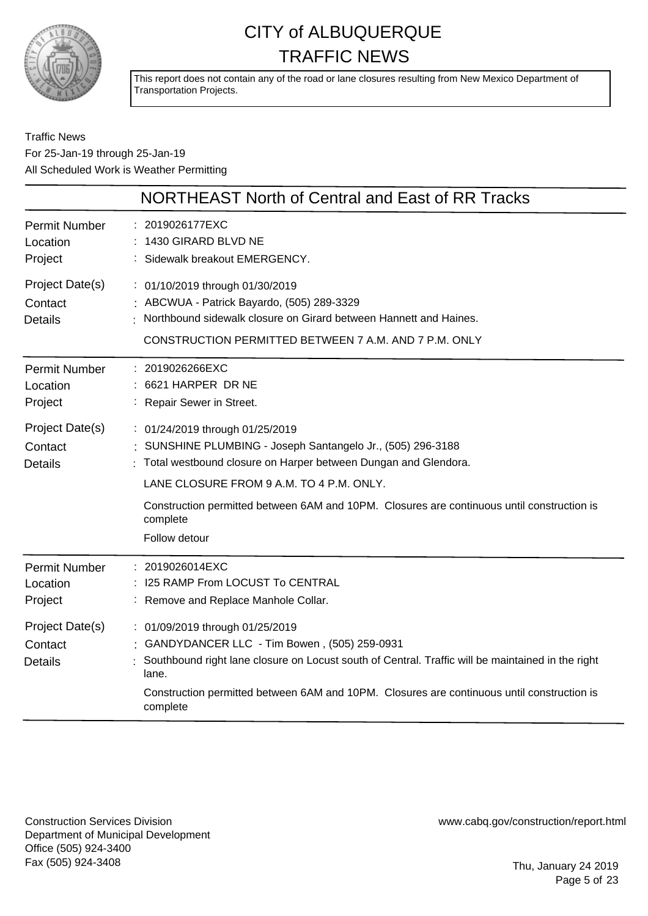# CITY of ALBUQUERQUE
# TRAFFIC NEWS

This report does not contain any of the road or lane closures resulting from New Mexico Department of Transportation Projects.

Traffic News
For 25-Jan-19 through 25-Jan-19
All Scheduled Work is Weather Permitting

## NORTHEAST North of Central and East of RR Tracks

**Permit Number:** 2019026177EXC
**Location:** 1430 GIRARD BLVD NE
**Project:** Sidewalk breakout EMERGENCY.

**Project Date(s):** 01/10/2019 through 01/30/2019
**Contact:** ABCWUA - Patrick Bayardo, (505) 289-3329
**Details:** Northbound sidewalk closure on Girard between Hannett and Haines.

CONSTRUCTION PERMITTED BETWEEN 7 A.M. AND 7 P.M. ONLY

---

**Permit Number:** 2019026266EXC
**Location:** 6621 HARPER DR NE
**Project:** Repair Sewer in Street.

**Project Date(s):** 01/24/2019 through 01/25/2019
**Contact:** SUNSHINE PLUMBING - Joseph Santangelo Jr., (505) 296-3188
**Details:** Total westbound closure on Harper between Dungan and Glendora.

LANE CLOSURE FROM 9 A.M. TO 4 P.M. ONLY.

Construction permitted between 6AM and 10PM. Closures are continuous until construction is complete

Follow detour

---

**Permit Number:** 2019026014EXC
**Location:** I25 RAMP From LOCUST To CENTRAL
**Project:** Remove and Replace Manhole Collar.

**Project Date(s):** 01/09/2019 through 01/25/2019
**Contact:** GANDYDANCER LLC - Tim Bowen , (505) 259-0931
**Details:** Southbound right lane closure on Locust south of Central. Traffic will be maintained in the right lane.

Construction permitted between 6AM and 10PM. Closures are continuous until construction is complete

---

Construction Services Division
Department of Municipal Development
Office (505) 924-3400
Fax (505) 924-3408

www.cabq.gov/construction/report.html

Thu, January 24 2019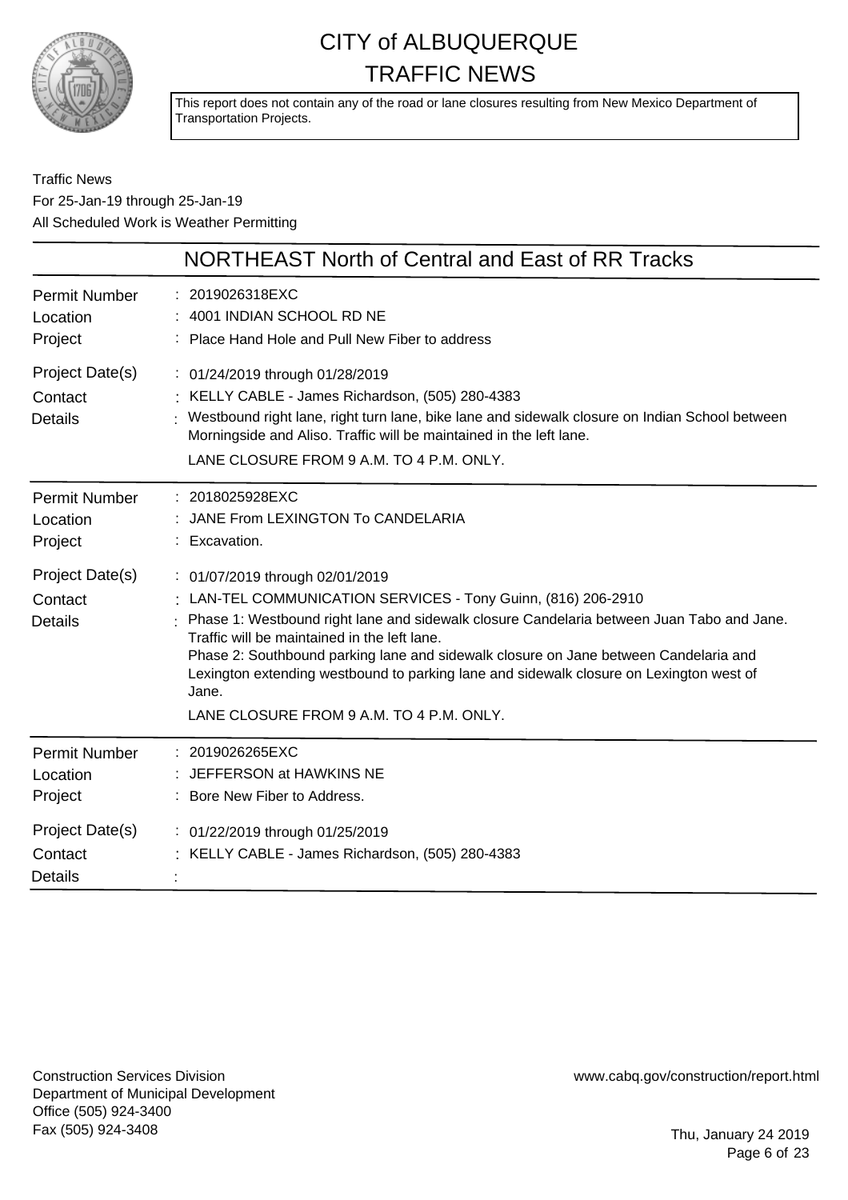# CITY of ALBUQUERQUE TRAFFIC NEWS

This report does not contain any of the road or lane closures resulting from New Mexico Department of Transportation Projects.

Traffic News
For 25-Jan-19 through 25-Jan-19
All Scheduled Work is Weather Permitting

## NORTHEAST North of Central and East of RR Tracks

| | |
|---|---|
| Permit Number | 2019026318EXC |
| Location | 4001 INDIAN SCHOOL RD NE |
| Project | Place Hand Hole and Pull New Fiber to address |
| Project Date(s) | 01/24/2019 through 01/28/2019 |
| Contact | KELLY CABLE - James Richardson, (505) 280-4383 |
| Details | Westbound right lane, right turn lane, bike lane and sidewalk closure on Indian School between Morningside and Aliso. Traffic will be maintained in the left lane.<br>LANE CLOSURE FROM 9 A.M. TO 4 P.M. ONLY. |

| | |
|---|---|
| Permit Number | 2018025928EXC |
| Location | JANE From LEXINGTON To CANDELARIA |
| Project | Excavation. |
| Project Date(s) | 01/07/2019 through 02/01/2019 |
| Contact | LAN-TEL COMMUNICATION SERVICES - Tony Guinn, (816) 206-2910 |
| Details | Phase 1: Westbound right lane and sidewalk closure Candelaria between Juan Tabo and Jane. Traffic will be maintained in the left lane.<br>Phase 2: Southbound parking lane and sidewalk closure on Jane between Candelaria and Lexington extending westbound to parking lane and sidewalk closure on Lexington west of Jane.<br>LANE CLOSURE FROM 9 A.M. TO 4 P.M. ONLY. |

| | |
|---|---|
| Permit Number | 2019026265EXC |
| Location | JEFFERSON at HAWKINS NE |
| Project | Bore New Fiber to Address. |
| Project Date(s) | 01/22/2019 through 01/25/2019 |
| Contact | KELLY CABLE - James Richardson, (505) 280-4383 |
| Details | |

Construction Services Division
Department of Municipal Development
Office (505) 924-3400
Fax (505) 924-3408

www.cabq.gov/construction/report.html

Thu, January 24 2019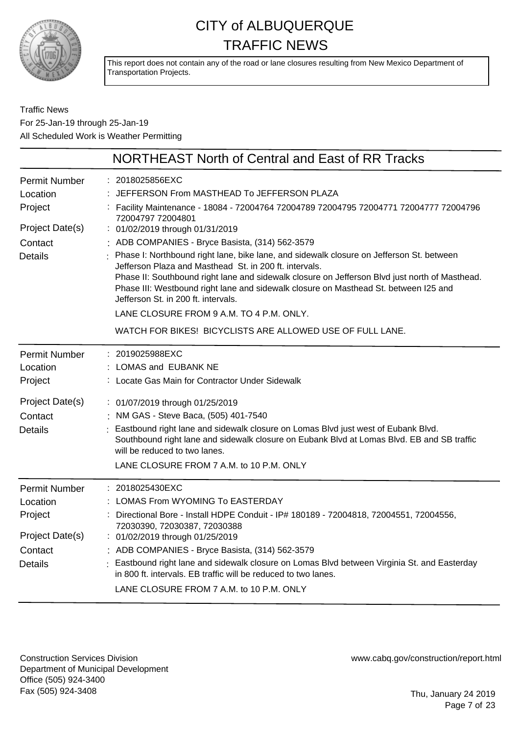# CITY of ALBUQUERQUE
# TRAFFIC NEWS

This report does not contain any of the road or lane closures resulting from New Mexico Department of Transportation Projects.

Traffic News
For 25-Jan-19 through 25-Jan-19
All Scheduled Work is Weather Permitting

## NORTHEAST North of Central and East of RR Tracks

| | |
|---|---|
| Permit Number | : 2018025856EXC |
| Location | : JEFFERSON From MASTHEAD To JEFFERSON PLAZA |
| Project | : Facility Maintenance - 18084 - 72004764 72004789 72004795 72004771 72004777 72004796 72004797 72004801 |
| Project Date(s) | : 01/02/2019 through 01/31/2019 |
| Contact | : ADB COMPANIES - Bryce Basista, (314) 562-3579 |
| Details | : Phase I: Northbound right lane, bike lane, and sidewalk closure on Jefferson St. between Jefferson Plaza and Masthead St. in 200 ft. intervals. Phase II: Southbound right lane and sidewalk closure on Jefferson Blvd just north of Masthead. Phase III: Westbound right lane and sidewalk closure on Masthead St. between I25 and Jefferson St. in 200 ft. intervals. LANE CLOSURE FROM 9 A.M. TO 4 P.M. ONLY. WATCH FOR BIKES! BICYCLISTS ARE ALLOWED USE OF FULL LANE. |

| | |
|---|---|
| Permit Number | : 2019025988EXC |
| Location | : LOMAS and EUBANK NE |
| Project | : Locate Gas Main for Contractor Under Sidewalk |
| Project Date(s) | : 01/07/2019 through 01/25/2019 |
| Contact | : NM GAS - Steve Baca, (505) 401-7540 |
| Details | : Eastbound right lane and sidewalk closure on Lomas Blvd just west of Eubank Blvd. Southbound right lane and sidewalk closure on Eubank Blvd at Lomas Blvd. EB and SB traffic will be reduced to two lanes. LANE CLOSURE FROM 7 A.M. to 10 P.M. ONLY |

| | |
|---|---|
| Permit Number | : 2018025430EXC |
| Location | : LOMAS From WYOMING To EASTERDAY |
| Project | : Directional Bore - Install HDPE Conduit - IP# 180189 - 72004818, 72004551, 72004556, 72030390, 72030387, 72030388 |
| Project Date(s) | : 01/02/2019 through 01/25/2019 |
| Contact | : ADB COMPANIES - Bryce Basista, (314) 562-3579 |
| Details | : Eastbound right lane and sidewalk closure on Lomas Blvd between Virginia St. and Easterday in 800 ft. intervals. EB traffic will be reduced to two lanes. LANE CLOSURE FROM 7 A.M. to 10 P.M. ONLY |

Construction Services Division
Department of Municipal Development
Office (505) 924-3400
Fax (505) 924-3408

www.cabq.gov/construction/report.html

Thu, January 24 2019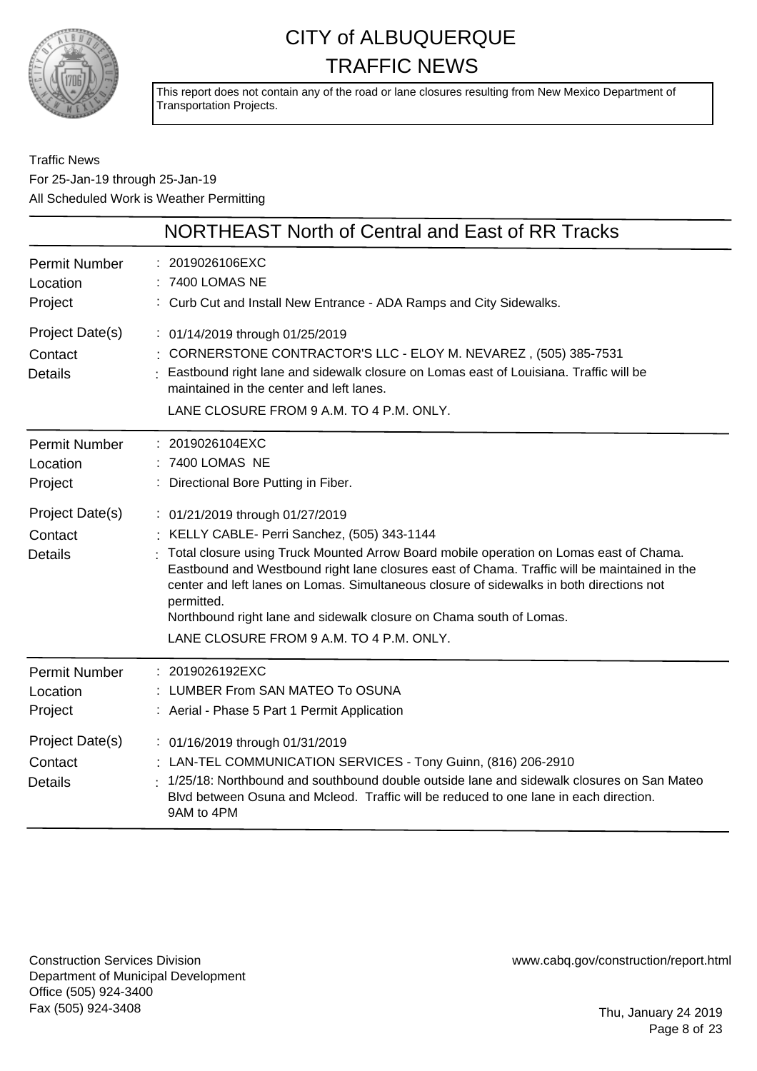# CITY of ALBUQUERQUE TRAFFIC NEWS

This report does not contain any of the road or lane closures resulting from New Mexico Department of Transportation Projects.

Traffic News
For 25-Jan-19 through 25-Jan-19
All Scheduled Work is Weather Permitting

## NORTHEAST North of Central and East of RR Tracks

**Permit Number** : 2019026106EXC
**Location** : 7400 LOMAS NE
**Project** : Curb Cut and Install New Entrance - ADA Ramps and City Sidewalks.
**Project Date(s)** : 01/14/2019 through 01/25/2019
**Contact** : CORNERSTONE CONTRACTOR'S LLC - ELOY M. NEVAREZ , (505) 385-7531
**Details** : Eastbound right lane and sidewalk closure on Lomas east of Louisiana. Traffic will be maintained in the center and left lanes.
LANE CLOSURE FROM 9 A.M. TO 4 P.M. ONLY.

---

**Permit Number** : 2019026104EXC
**Location** : 7400 LOMAS NE
**Project** : Directional Bore Putting in Fiber.
**Project Date(s)** : 01/21/2019 through 01/27/2019
**Contact** : KELLY CABLE- Perri Sanchez, (505) 343-1144
**Details** : Total closure using Truck Mounted Arrow Board mobile operation on Lomas east of Chama. Eastbound and Westbound right lane closures east of Chama. Traffic will be maintained in the center and left lanes on Lomas. Simultaneous closure of sidewalks in both directions not permitted.
Northbound right lane and sidewalk closure on Chama south of Lomas.
LANE CLOSURE FROM 9 A.M. TO 4 P.M. ONLY.

---

**Permit Number** : 2019026192EXC
**Location** : LUMBER From SAN MATEO To OSUNA
**Project** : Aerial - Phase 5 Part 1 Permit Application
**Project Date(s)** : 01/16/2019 through 01/31/2019
**Contact** : LAN-TEL COMMUNICATION SERVICES - Tony Guinn, (816) 206-2910
**Details** : 1/25/18: Northbound and southbound double outside lane and sidewalk closures on San Mateo Blvd between Osuna and Mcleod. Traffic will be reduced to one lane in each direction.
9AM to 4PM

---

Construction Services Division
Department of Municipal Development
Office (505) 924-3400
Fax (505) 924-3408

www.cabq.gov/construction/report.html

Thu, January 24 2019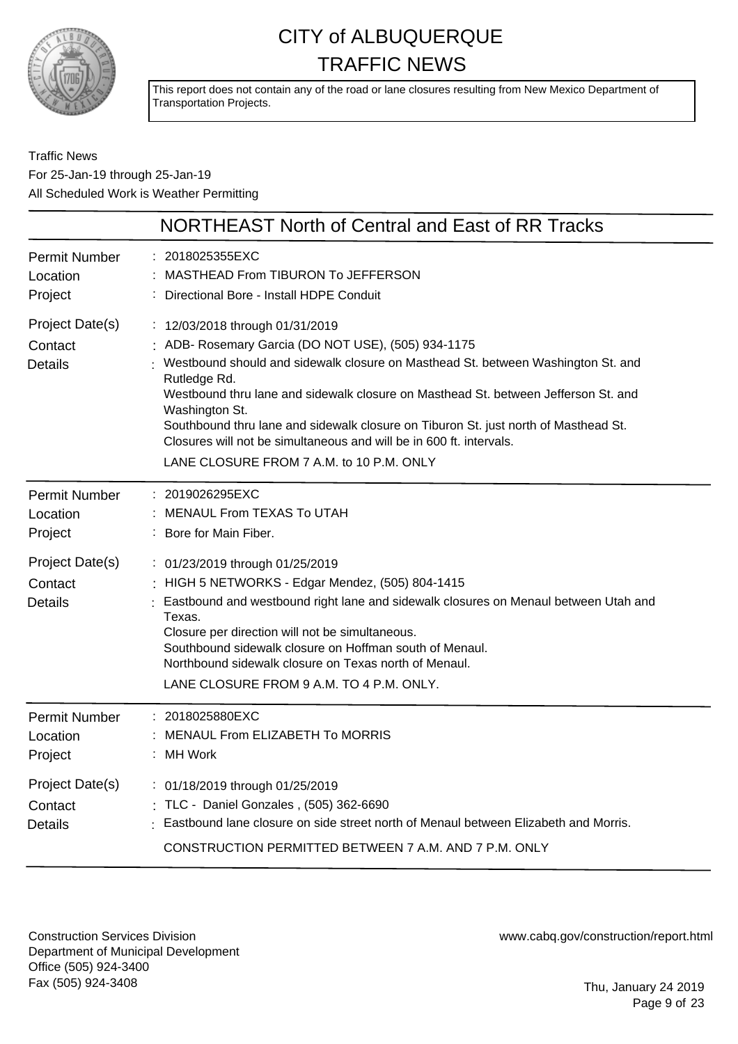# CITY of ALBUQUERQUE
# TRAFFIC NEWS

This report does not contain any of the road or lane closures resulting from New Mexico Department of Transportation Projects.

Traffic News
For 25-Jan-19 through 25-Jan-19
All Scheduled Work is Weather Permitting

## NORTHEAST North of Central and East of RR Tracks

**Permit Number** : 2018025355EXC
**Location** : MASTHEAD From TIBURON To JEFFERSON
**Project** : Directional Bore - Install HDPE Conduit
**Project Date(s)** : 12/03/2018 through 01/31/2019
**Contact** : ADB- Rosemary Garcia (DO NOT USE), (505) 934-1175
**Details** : Westbound should and sidewalk closure on Masthead St. between Washington St. and Rutledge Rd.
Westbound thru lane and sidewalk closure on Masthead St. between Jefferson St. and Washington St.
Southbound thru lane and sidewalk closure on Tiburon St. just north of Masthead St.
Closures will not be simultaneous and will be in 600 ft. intervals.
LANE CLOSURE FROM 7 A.M. to 10 P.M. ONLY

---

**Permit Number** : 2019026295EXC
**Location** : MENAUL From TEXAS To UTAH
**Project** : Bore for Main Fiber.
**Project Date(s)** : 01/23/2019 through 01/25/2019
**Contact** : HIGH 5 NETWORKS - Edgar Mendez, (505) 804-1415
**Details** : Eastbound and westbound right lane and sidewalk closures on Menaul between Utah and Texas.
Closure per direction will not be simultaneous.
Southbound sidewalk closure on Hoffman south of Menaul.
Northbound sidewalk closure on Texas north of Menaul.
LANE CLOSURE FROM 9 A.M. TO 4 P.M. ONLY.

---

**Permit Number** : 2018025880EXC
**Location** : MENAUL From ELIZABETH To MORRIS
**Project** : MH Work
**Project Date(s)** : 01/18/2019 through 01/25/2019
**Contact** : TLC - Daniel Gonzales , (505) 362-6690
**Details** : Eastbound lane closure on side street north of Menaul between Elizabeth and Morris.
CONSTRUCTION PERMITTED BETWEEN 7 A.M. AND 7 P.M. ONLY

---

Construction Services Division
Department of Municipal Development
Office (505) 924-3400
Fax (505) 924-3408

www.cabq.gov/construction/report.html

Thu, January 24 2019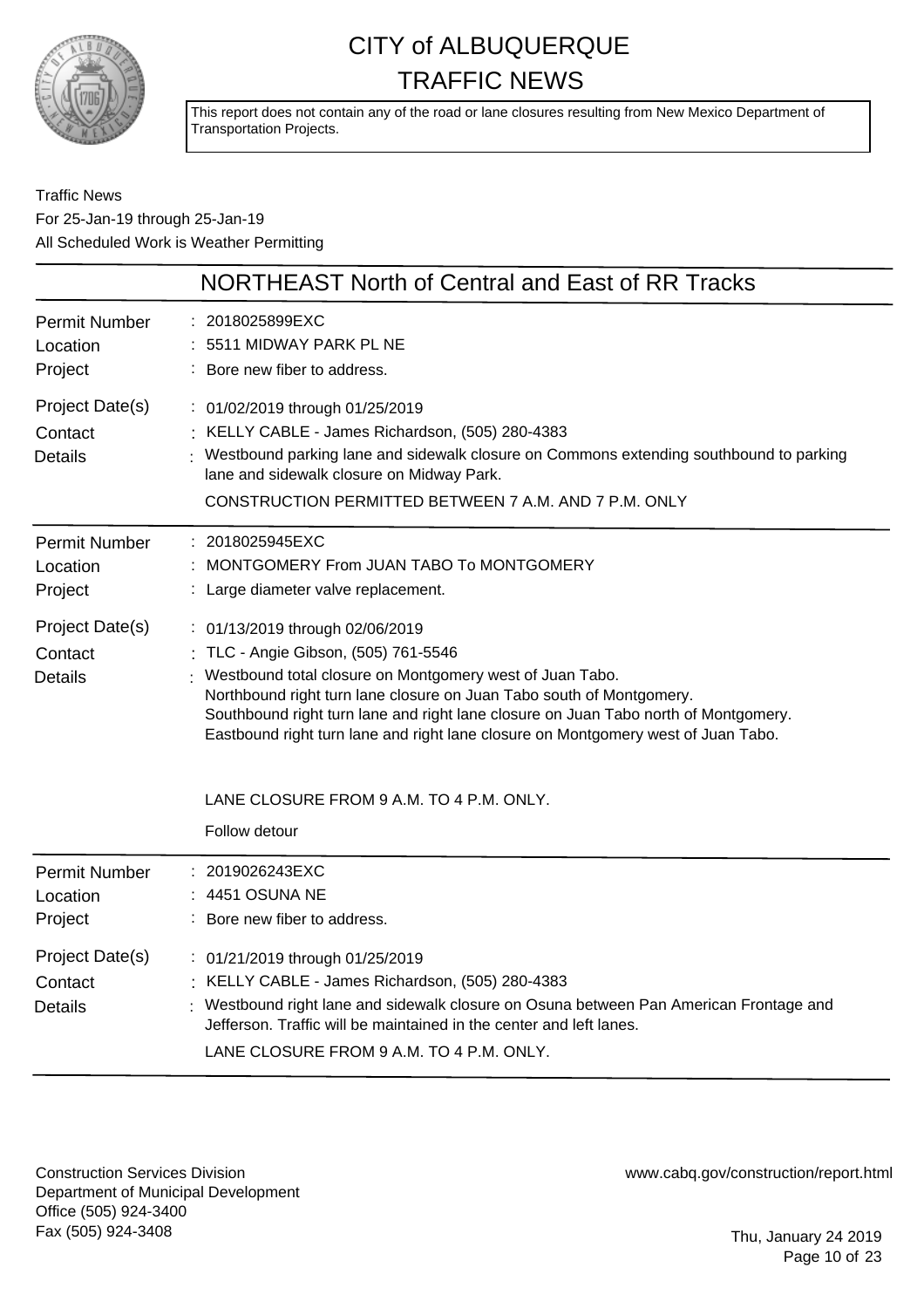# CITY of ALBUQUERQUE TRAFFIC NEWS

This report does not contain any of the road or lane closures resulting from New Mexico Department of Transportation Projects.

Traffic News
For 25-Jan-19 through 25-Jan-19
All Scheduled Work is Weather Permitting

## NORTHEAST North of Central and East of RR Tracks

| | |
|---|---|
| Permit Number | 2018025899EXC |
| Location | 5511 MIDWAY PARK PL NE |
| Project | Bore new fiber to address. |
| Project Date(s) | 01/02/2019 through 01/25/2019 |
| Contact | KELLY CABLE - James Richardson, (505) 280-4383 |
| Details | Westbound parking lane and sidewalk closure on Commons extending southbound to parking lane and sidewalk closure on Midway Park.<br>CONSTRUCTION PERMITTED BETWEEN 7 A.M. AND 7 P.M. ONLY |

| | |
|---|---|
| Permit Number | 2018025945EXC |
| Location | MONTGOMERY From JUAN TABO To MONTGOMERY |
| Project | Large diameter valve replacement. |
| Project Date(s) | 01/13/2019 through 02/06/2019 |
| Contact | TLC - Angie Gibson, (505) 761-5546 |
| Details | Westbound total closure on Montgomery west of Juan Tabo.<br>Northbound right turn lane closure on Juan Tabo south of Montgomery.<br>Southbound right turn lane and right lane closure on Juan Tabo north of Montgomery.<br>Eastbound right turn lane and right lane closure on Montgomery west of Juan Tabo.<br>LANE CLOSURE FROM 9 A.M. TO 4 P.M. ONLY.<br>Follow detour |

| | |
|---|---|
| Permit Number | 2019026243EXC |
| Location | 4451 OSUNA NE |
| Project | Bore new fiber to address. |
| Project Date(s) | 01/21/2019 through 01/25/2019 |
| Contact | KELLY CABLE - James Richardson, (505) 280-4383 |
| Details | Westbound right lane and sidewalk closure on Osuna between Pan American Frontage and Jefferson. Traffic will be maintained in the center and left lanes.<br>LANE CLOSURE FROM 9 A.M. TO 4 P.M. ONLY. |

Construction Services Division
Department of Municipal Development
Office (505) 924-3400
Fax (505) 924-3408

www.cabq.gov/construction/report.html

Thu, January 24 2019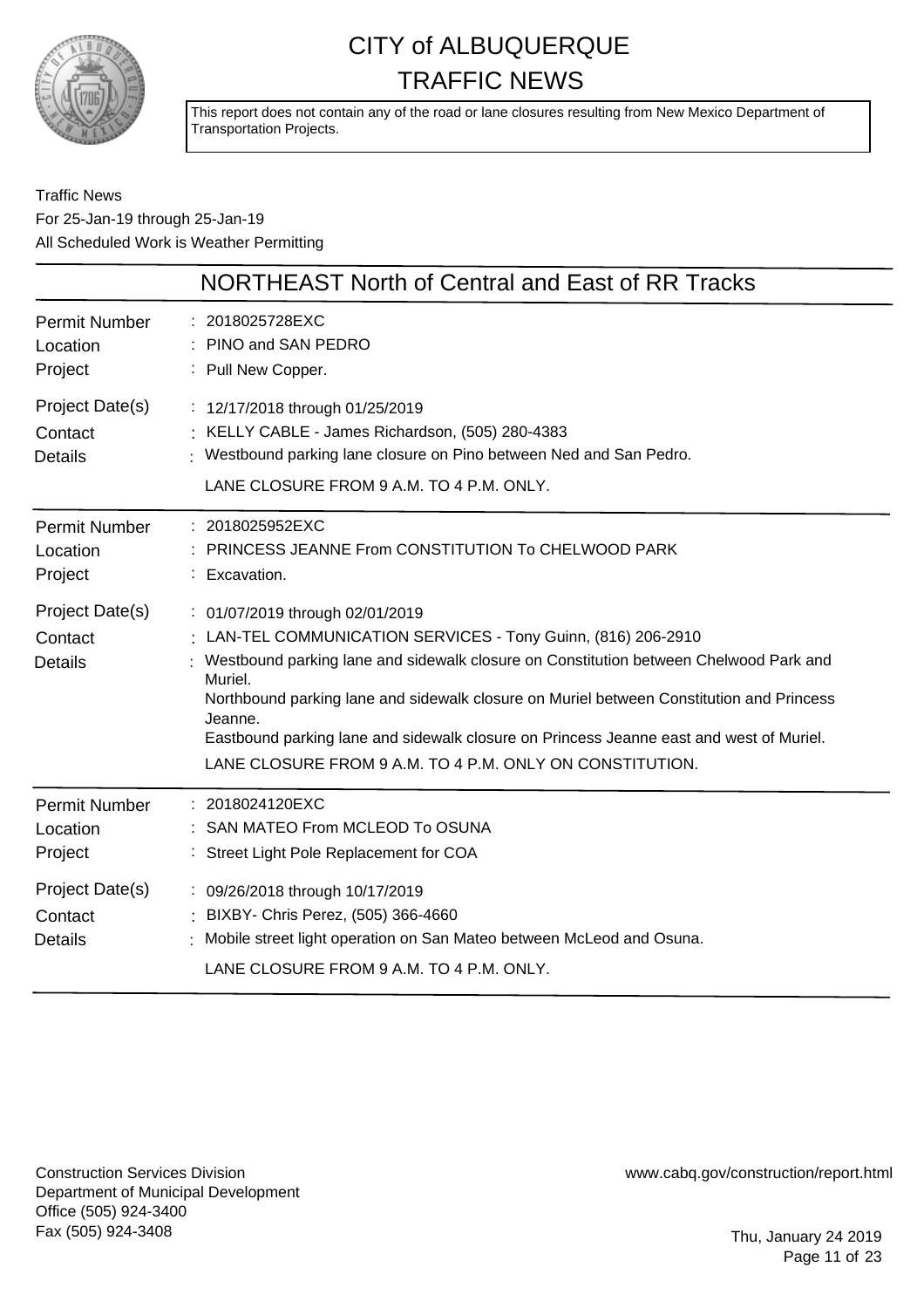# CITY of ALBUQUERQUE
# TRAFFIC NEWS

This report does not contain any of the road or lane closures resulting from New Mexico Department of Transportation Projects.

Traffic News
For 25-Jan-19 through 25-Jan-19
All Scheduled Work is Weather Permitting

## NORTHEAST North of Central and East of RR Tracks

| | |
|---|---|
| Permit Number | : 2018025728EXC |
| Location | : PINO and SAN PEDRO |
| Project | : Pull New Copper. |
| Project Date(s) | : 12/17/2018 through 01/25/2019 |
| Contact | : KELLY CABLE - James Richardson, (505) 280-4383 |
| Details | : Westbound parking lane closure on Pino between Ned and San Pedro.<br>LANE CLOSURE FROM 9 A.M. TO 4 P.M. ONLY. |

| | |
|---|---|
| Permit Number | : 2018025952EXC |
| Location | : PRINCESS JEANNE From CONSTITUTION To CHELWOOD PARK |
| Project | : Excavation. |
| Project Date(s) | : 01/07/2019 through 02/01/2019 |
| Contact | : LAN-TEL COMMUNICATION SERVICES - Tony Guinn, (816) 206-2910 |
| Details | : Westbound parking lane and sidewalk closure on Constitution between Chelwood Park and Muriel.<br>Northbound parking lane and sidewalk closure on Muriel between Constitution and Princess Jeanne.<br>Eastbound parking lane and sidewalk closure on Princess Jeanne east and west of Muriel.<br>LANE CLOSURE FROM 9 A.M. TO 4 P.M. ONLY ON CONSTITUTION. |

| | |
|---|---|
| Permit Number | : 2018024120EXC |
| Location | : SAN MATEO From MCLEOD To OSUNA |
| Project | : Street Light Pole Replacement for COA |
| Project Date(s) | : 09/26/2018 through 10/17/2019 |
| Contact | : BIXBY- Chris Perez, (505) 366-4660 |
| Details | : Mobile street light operation on San Mateo between McLeod and Osuna.<br>LANE CLOSURE FROM 9 A.M. TO 4 P.M. ONLY. |

Construction Services Division
Department of Municipal Development
Office (505) 924-3400
Fax (505) 924-3408

www.cabq.gov/construction/report.html

Thu, January 24 2019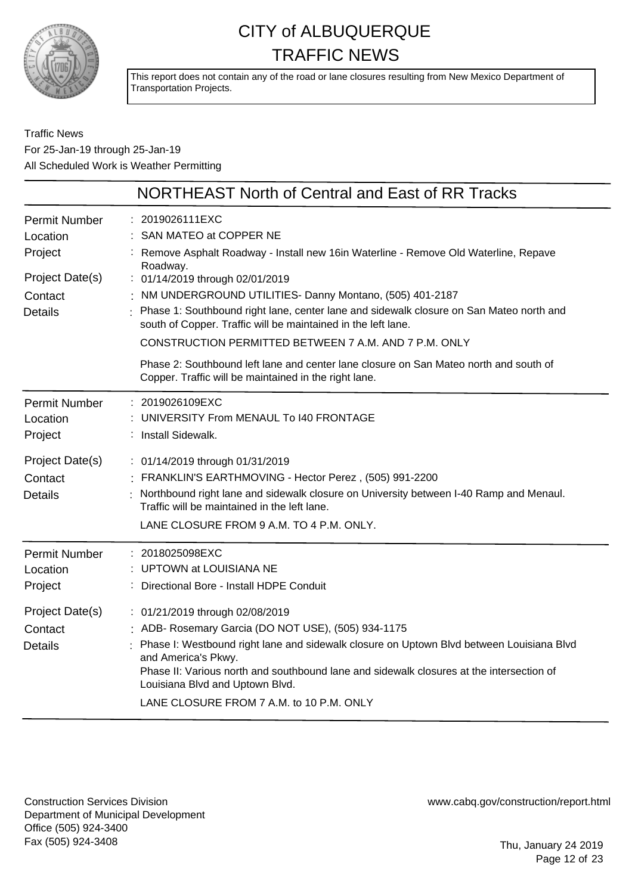# CITY of ALBUQUERQUE TRAFFIC NEWS

This report does not contain any of the road or lane closures resulting from New Mexico Department of Transportation Projects.

Traffic News
For 25-Jan-19 through 25-Jan-19
All Scheduled Work is Weather Permitting

## NORTHEAST North of Central and East of RR Tracks

| | |
|---|---|
| Permit Number | 2019026111EXC |
| Location | SAN MATEO at COPPER NE |
| Project | Remove Asphalt Roadway - Install new 16in Waterline - Remove Old Waterline, Repave Roadway. |
| Project Date(s) | 01/14/2019 through 02/01/2019 |
| Contact | NM UNDERGROUND UTILITIES- Danny Montano, (505) 401-2187 |
| Details | Phase 1: Southbound right lane, center lane and sidewalk closure on San Mateo north and south of Copper. Traffic will be maintained in the left lane.<br>CONSTRUCTION PERMITTED BETWEEN 7 A.M. AND 7 P.M. ONLY<br>Phase 2: Southbound left lane and center lane closure on San Mateo north and south of Copper. Traffic will be maintained in the right lane. |

| | |
|---|---|
| Permit Number | 2019026109EXC |
| Location | UNIVERSITY From MENAUL To I40 FRONTAGE |
| Project | Install Sidewalk. |
| Project Date(s) | 01/14/2019 through 01/31/2019 |
| Contact | FRANKLIN'S EARTHMOVING - Hector Perez , (505) 991-2200 |
| Details | Northbound right lane and sidewalk closure on University between I-40 Ramp and Menaul. Traffic will be maintained in the left lane.<br>LANE CLOSURE FROM 9 A.M. TO 4 P.M. ONLY. |

| | |
|---|---|
| Permit Number | 2018025098EXC |
| Location | UPTOWN at LOUISIANA NE |
| Project | Directional Bore - Install HDPE Conduit |
| Project Date(s) | 01/21/2019 through 02/08/2019 |
| Contact | ADB- Rosemary Garcia (DO NOT USE), (505) 934-1175 |
| Details | Phase I: Westbound right lane and sidewalk closure on Uptown Blvd between Louisiana Blvd and America's Pkwy.<br>Phase II: Various north and southbound lane and sidewalk closures at the intersection of Louisiana Blvd and Uptown Blvd.<br>LANE CLOSURE FROM 7 A.M. to 10 P.M. ONLY |

Construction Services Division
Department of Municipal Development
Office (505) 924-3400
Fax (505) 924-3408

www.cabq.gov/construction/report.html

Thu, January 24 2019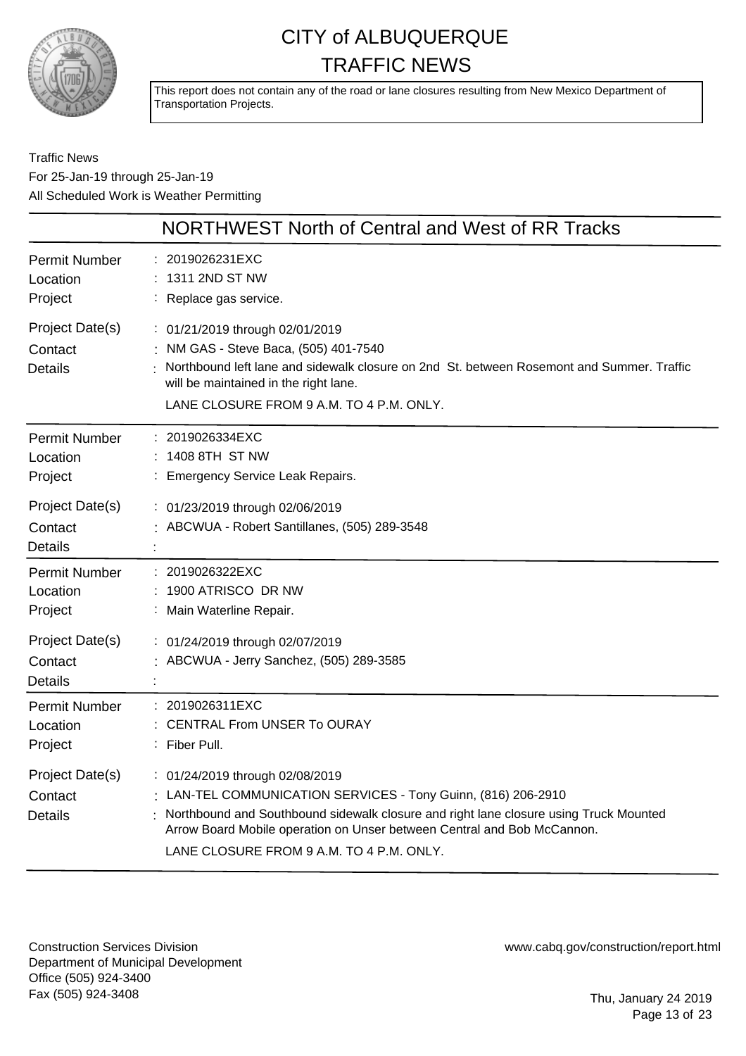# CITY of ALBUQUERQUE TRAFFIC NEWS

This report does not contain any of the road or lane closures resulting from New Mexico Department of Transportation Projects.

Traffic News
For 25-Jan-19 through 25-Jan-19
All Scheduled Work is Weather Permitting

## NORTHWEST North of Central and West of RR Tracks

| | |
|---|---|
| Permit Number | : 2019026231EXC |
| Location | : 1311 2ND ST NW |
| Project | : Replace gas service. |
| Project Date(s) | : 01/21/2019 through 02/01/2019 |
| Contact | : NM GAS - Steve Baca, (505) 401-7540 |
| Details | : Northbound left lane and sidewalk closure on 2nd St. between Rosemont and Summer. Traffic will be maintained in the right lane. LANE CLOSURE FROM 9 A.M. TO 4 P.M. ONLY. |

| | |
|---|---|
| Permit Number | : 2019026334EXC |
| Location | : 1408 8TH ST NW |
| Project | : Emergency Service Leak Repairs. |
| Project Date(s) | : 01/23/2019 through 02/06/2019 |
| Contact | : ABCWUA - Robert Santillanes, (505) 289-3548 |
| Details | : |

| | |
|---|---|
| Permit Number | : 2019026322EXC |
| Location | : 1900 ATRISCO DR NW |
| Project | : Main Waterline Repair. |
| Project Date(s) | : 01/24/2019 through 02/07/2019 |
| Contact | : ABCWUA - Jerry Sanchez, (505) 289-3585 |
| Details | : |

| | |
|---|---|
| Permit Number | : 2019026311EXC |
| Location | : CENTRAL From UNSER To OURAY |
| Project | : Fiber Pull. |
| Project Date(s) | : 01/24/2019 through 02/08/2019 |
| Contact | : LAN-TEL COMMUNICATION SERVICES - Tony Guinn, (816) 206-2910 |
| Details | : Northbound and Southbound sidewalk closure and right lane closure using Truck Mounted Arrow Board Mobile operation on Unser between Central and Bob McCannon. LANE CLOSURE FROM 9 A.M. TO 4 P.M. ONLY. |

Construction Services Division
Department of Municipal Development
Office (505) 924-3400
Fax (505) 924-3408

www.cabq.gov/construction/report.html

Thu, January 24 2019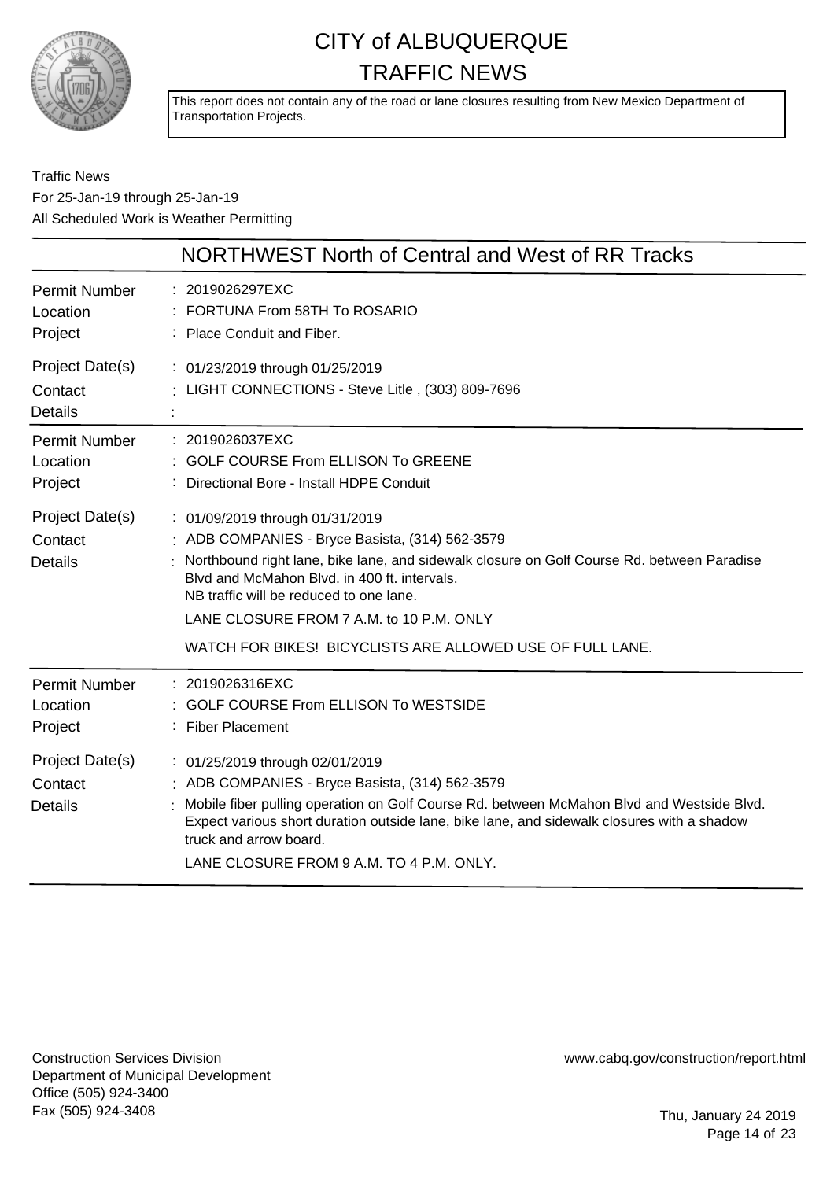# CITY of ALBUQUERQUE
# TRAFFIC NEWS

This report does not contain any of the road or lane closures resulting from New Mexico Department of Transportation Projects.

Traffic News
For 25-Jan-19 through 25-Jan-19
All Scheduled Work is Weather Permitting

## NORTHWEST North of Central and West of RR Tracks

| | |
|---|---|
| Permit Number | : 2019026297EXC |
| Location | : FORTUNA From 58TH To ROSARIO |
| Project | : Place Conduit and Fiber. |
| Project Date(s) | : 01/23/2019 through 01/25/2019 |
| Contact | : LIGHT CONNECTIONS - Steve Litle , (303) 809-7696 |
| Details | : |

| | |
|---|---|
| Permit Number | : 2019026037EXC |
| Location | : GOLF COURSE From ELLISON To GREENE |
| Project | : Directional Bore - Install HDPE Conduit |
| Project Date(s) | : 01/09/2019 through 01/31/2019 |
| Contact | : ADB COMPANIES - Bryce Basista, (314) 562-3579 |
| Details | : Northbound right lane, bike lane, and sidewalk closure on Golf Course Rd. between Paradise Blvd and McMahon Blvd. in 400 ft. intervals. NB traffic will be reduced to one lane. LANE CLOSURE FROM 7 A.M. to 10 P.M. ONLY WATCH FOR BIKES! BICYCLISTS ARE ALLOWED USE OF FULL LANE. |

| | |
|---|---|
| Permit Number | : 2019026316EXC |
| Location | : GOLF COURSE From ELLISON To WESTSIDE |
| Project | : Fiber Placement |
| Project Date(s) | : 01/25/2019 through 02/01/2019 |
| Contact | : ADB COMPANIES - Bryce Basista, (314) 562-3579 |
| Details | : Mobile fiber pulling operation on Golf Course Rd. between McMahon Blvd and Westside Blvd. Expect various short duration outside lane, bike lane, and sidewalk closures with a shadow truck and arrow board. LANE CLOSURE FROM 9 A.M. TO 4 P.M. ONLY. |

Construction Services Division
Department of Municipal Development
Office (505) 924-3400
Fax (505) 924-3408

www.cabq.gov/construction/report.html

Thu, January 24 2019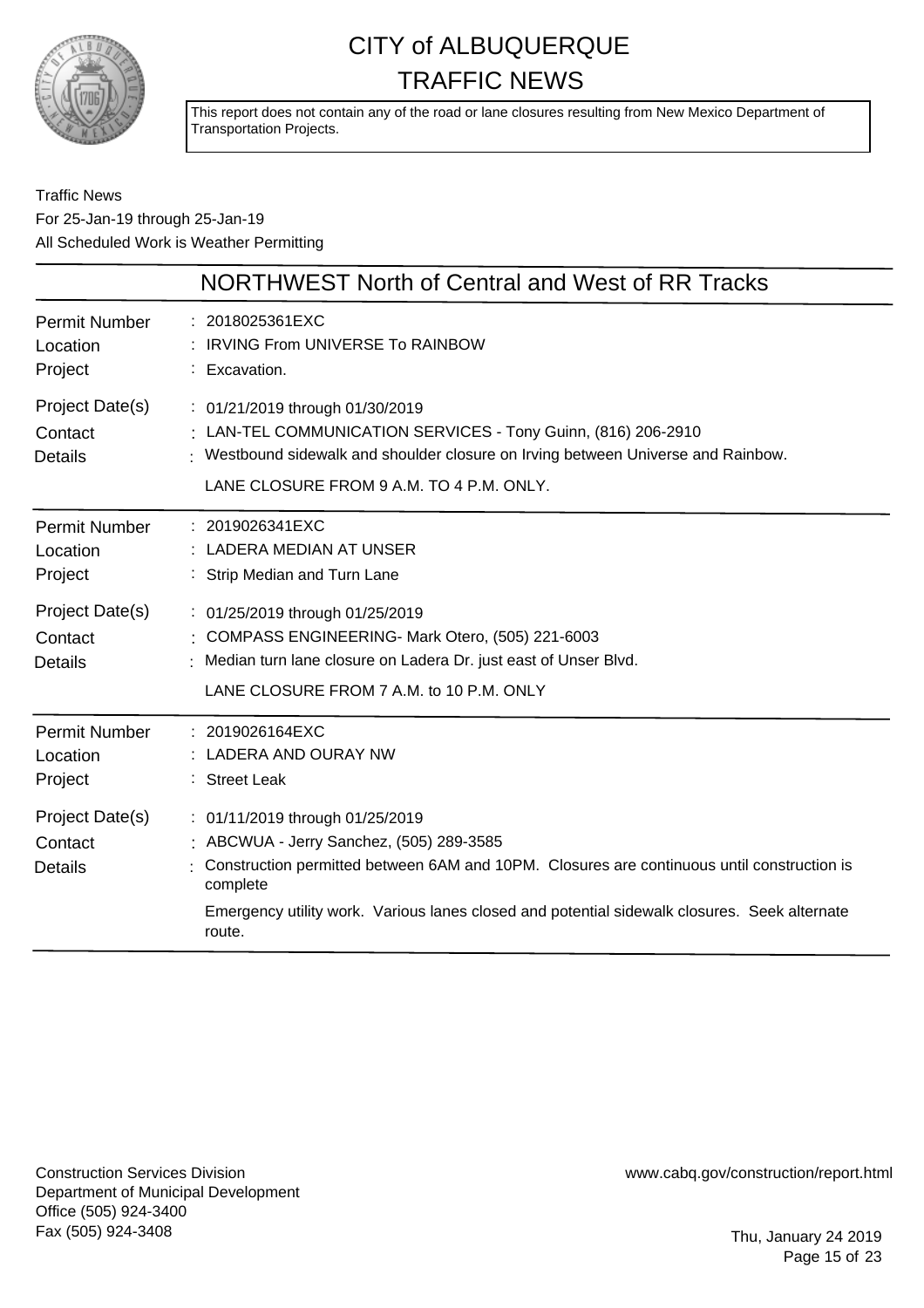# CITY of ALBUQUERQUE
# TRAFFIC NEWS

This report does not contain any of the road or lane closures resulting from New Mexico Department of Transportation Projects.

Traffic News
For 25-Jan-19 through 25-Jan-19
All Scheduled Work is Weather Permitting

## NORTHWEST North of Central and West of RR Tracks

| | |
|---|---|
| Permit Number | : 2018025361EXC |
| Location | : IRVING From UNIVERSE To RAINBOW |
| Project | : Excavation. |
| Project Date(s) | : 01/21/2019 through 01/30/2019 |
| Contact | : LAN-TEL COMMUNICATION SERVICES - Tony Guinn, (816) 206-2910 |
| Details | : Westbound sidewalk and shoulder closure on Irving between Universe and Rainbow. LANE CLOSURE FROM 9 A.M. TO 4 P.M. ONLY. |

| | |
|---|---|
| Permit Number | : 2019026341EXC |
| Location | : LADERA MEDIAN AT UNSER |
| Project | : Strip Median and Turn Lane |
| Project Date(s) | : 01/25/2019 through 01/25/2019 |
| Contact | : COMPASS ENGINEERING- Mark Otero, (505) 221-6003 |
| Details | : Median turn lane closure on Ladera Dr. just east of Unser Blvd. LANE CLOSURE FROM 7 A.M. to 10 P.M. ONLY |

| | |
|---|---|
| Permit Number | : 2019026164EXC |
| Location | : LADERA AND OURAY NW |
| Project | : Street Leak |
| Project Date(s) | : 01/11/2019 through 01/25/2019 |
| Contact | : ABCWUA - Jerry Sanchez, (505) 289-3585 |
| Details | : Construction permitted between 6AM and 10PM. Closures are continuous until construction is complete Emergency utility work. Various lanes closed and potential sidewalk closures. Seek alternate route. |

Construction Services Division
Department of Municipal Development
Office (505) 924-3400
Fax (505) 924-3408

www.cabq.gov/construction/report.html

Thu, January 24 2019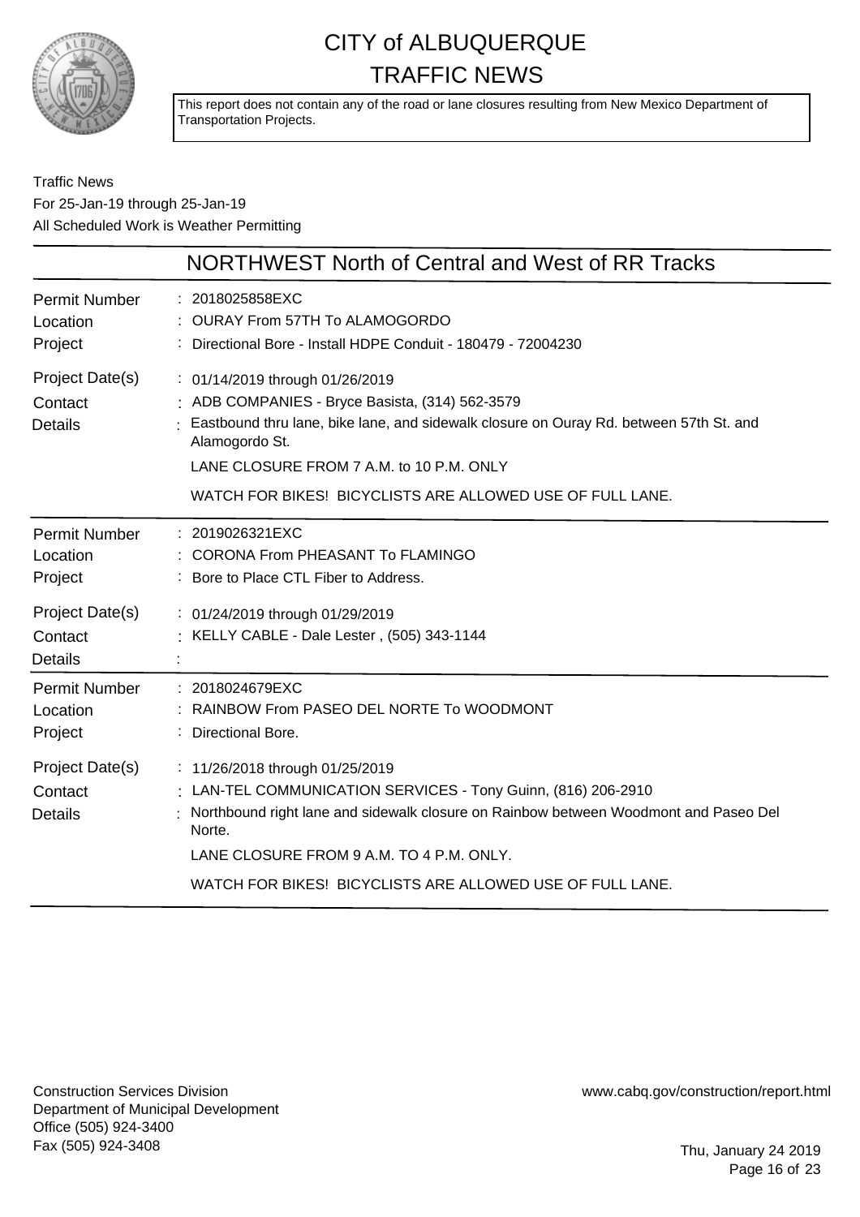# CITY of ALBUQUERQUE
# TRAFFIC NEWS

This report does not contain any of the road or lane closures resulting from New Mexico Department of Transportation Projects.

Traffic News
For 25-Jan-19 through 25-Jan-19
All Scheduled Work is Weather Permitting

## NORTHWEST North of Central and West of RR Tracks

| | |
|---|---|
| Permit Number | : 2018025858EXC |
| Location | : OURAY From 57TH To ALAMOGORDO |
| Project | : Directional Bore - Install HDPE Conduit - 180479 - 72004230 |
| Project Date(s) | : 01/14/2019 through 01/26/2019 |
| Contact | : ADB COMPANIES - Bryce Basista, (314) 562-3579 |
| Details | : Eastbound thru lane, bike lane, and sidewalk closure on Ouray Rd. between 57th St. and Alamogordo St.<br>LANE CLOSURE FROM 7 A.M. to 10 P.M. ONLY<br>WATCH FOR BIKES! BICYCLISTS ARE ALLOWED USE OF FULL LANE. |

| | |
|---|---|
| Permit Number | : 2019026321EXC |
| Location | : CORONA From PHEASANT To FLAMINGO |
| Project | : Bore to Place CTL Fiber to Address. |
| Project Date(s) | : 01/24/2019 through 01/29/2019 |
| Contact | : KELLY CABLE - Dale Lester , (505) 343-1144 |
| Details | : |

| | |
|---|---|
| Permit Number | : 2018024679EXC |
| Location | : RAINBOW From PASEO DEL NORTE To WOODMONT |
| Project | : Directional Bore. |
| Project Date(s) | : 11/26/2018 through 01/25/2019 |
| Contact | : LAN-TEL COMMUNICATION SERVICES - Tony Guinn, (816) 206-2910 |
| Details | : Northbound right lane and sidewalk closure on Rainbow between Woodmont and Paseo Del Norte.<br>LANE CLOSURE FROM 9 A.M. TO 4 P.M. ONLY.<br>WATCH FOR BIKES! BICYCLISTS ARE ALLOWED USE OF FULL LANE. |

Construction Services Division
Department of Municipal Development
Office (505) 924-3400
Fax (505) 924-3408

www.cabq.gov/construction/report.html

Thu, January 24 2019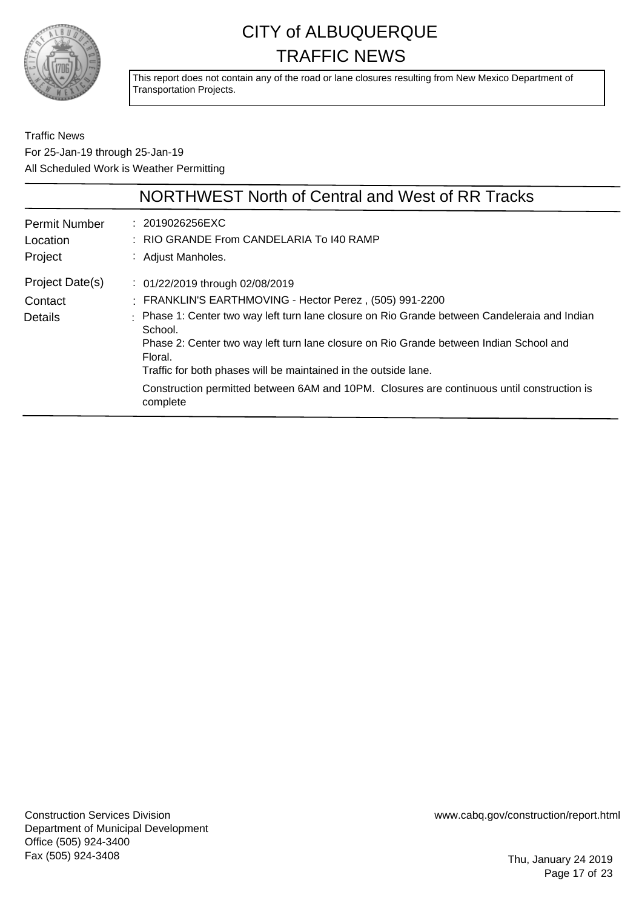# CITY of ALBUQUERQUE
## TRAFFIC NEWS

This report does not contain any of the road or lane closures resulting from New Mexico Department of Transportation Projects.

Traffic News
For 25-Jan-19 through 25-Jan-19
All Scheduled Work is Weather Permitting

## NORTHWEST North of Central and West of RR Tracks

| | |
|---|---|
| Permit Number | : 2019026256EXC |
| Location | : RIO GRANDE From CANDELARIA To I40 RAMP |
| Project | : Adjust Manholes. |
| Project Date(s) | : 01/22/2019 through 02/08/2019 |
| Contact | : FRANKLIN'S EARTHMOVING - Hector Perez , (505) 991-2200 |
| Details | : Phase 1: Center two way left turn lane closure on Rio Grande between Candeleraia and Indian School.<br>Phase 2: Center two way left turn lane closure on Rio Grande between Indian School and Floral.<br>Traffic for both phases will be maintained in the outside lane.<br>Construction permitted between 6AM and 10PM. Closures are continuous until construction is complete |

Construction Services Division
Department of Municipal Development
Office (505) 924-3400
Fax (505) 924-3408

www.cabq.gov/construction/report.html

Thu, January 24 2019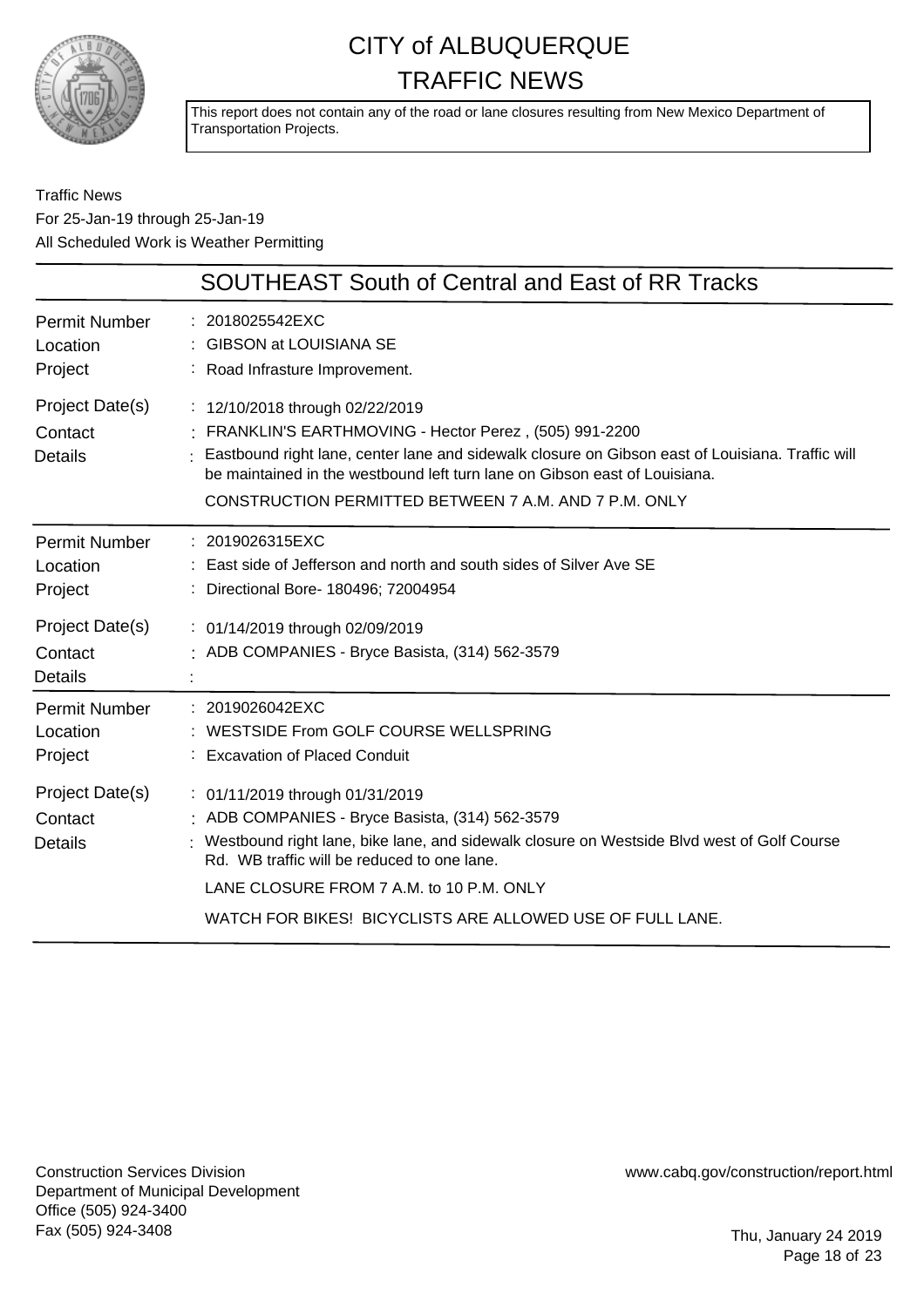# CITY of ALBUQUERQUE
# TRAFFIC NEWS

This report does not contain any of the road or lane closures resulting from New Mexico Department of Transportation Projects.

Traffic News
For 25-Jan-19 through 25-Jan-19
All Scheduled Work is Weather Permitting

## SOUTHEAST South of Central and East of RR Tracks

| | |
|---|---|
| Permit Number | : 2018025542EXC |
| Location | : GIBSON at LOUISIANA SE |
| Project | : Road Infrasture Improvement. |
| Project Date(s) | : 12/10/2018 through 02/22/2019 |
| Contact | : FRANKLIN'S EARTHMOVING - Hector Perez , (505) 991-2200 |
| Details | : Eastbound right lane, center lane and sidewalk closure on Gibson east of Louisiana. Traffic will be maintained in the westbound left turn lane on Gibson east of Louisiana.<br>CONSTRUCTION PERMITTED BETWEEN 7 A.M. AND 7 P.M. ONLY |

| | |
|---|---|
| Permit Number | : 2019026315EXC |
| Location | : East side of Jefferson and north and south sides of Silver Ave SE |
| Project | : Directional Bore- 180496; 72004954 |
| Project Date(s) | : 01/14/2019 through 02/09/2019 |
| Contact | : ADB COMPANIES - Bryce Basista, (314) 562-3579 |
| Details | : |

| | |
|---|---|
| Permit Number | : 2019026042EXC |
| Location | : WESTSIDE From GOLF COURSE WELLSPRING |
| Project | : Excavation of Placed Conduit |
| Project Date(s) | : 01/11/2019 through 01/31/2019 |
| Contact | : ADB COMPANIES - Bryce Basista, (314) 562-3579 |
| Details | : Westbound right lane, bike lane, and sidewalk closure on Westside Blvd west of Golf Course Rd. WB traffic will be reduced to one lane.<br>LANE CLOSURE FROM 7 A.M. to 10 P.M. ONLY<br>WATCH FOR BIKES! BICYCLISTS ARE ALLOWED USE OF FULL LANE. |

Construction Services Division
Department of Municipal Development
Office (505) 924-3400
Fax (505) 924-3408

www.cabq.gov/construction/report.html

Thu, January 24 2019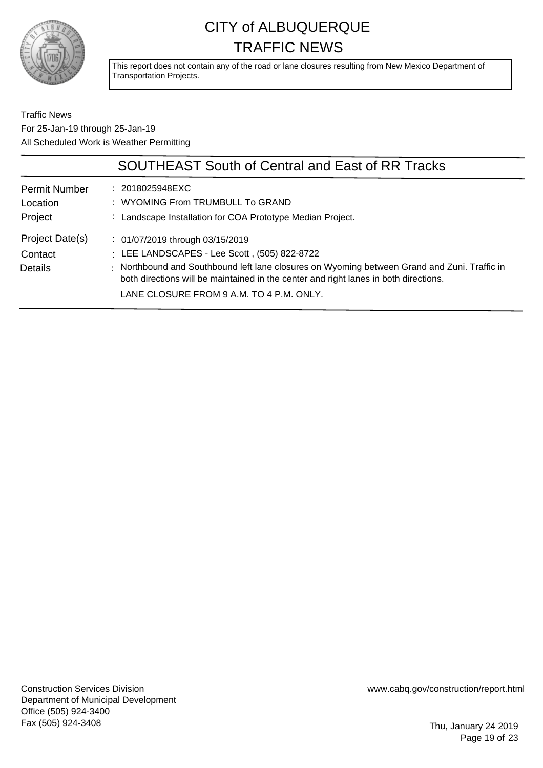# CITY of ALBUQUERQUE
# TRAFFIC NEWS

This report does not contain any of the road or lane closures resulting from New Mexico Department of Transportation Projects.

Traffic News
For 25-Jan-19 through 25-Jan-19
All Scheduled Work is Weather Permitting

## SOUTHEAST South of Central and East of RR Tracks

| | |
|---|---|
| Permit Number | : 2018025948EXC |
| Location | : WYOMING From TRUMBULL To GRAND |
| Project | : Landscape Installation for COA Prototype Median Project. |
| Project Date(s) | : 01/07/2019 through 03/15/2019 |
| Contact | : LEE LANDSCAPES - Lee Scott , (505) 822-8722 |
| Details | : Northbound and Southbound left lane closures on Wyoming between Grand and Zuni. Traffic in both directions will be maintained in the center and right lanes in both directions.<br>LANE CLOSURE FROM 9 A.M. TO 4 P.M. ONLY. |

Construction Services Division
Department of Municipal Development
Office (505) 924-3400
Fax (505) 924-3408

www.cabq.gov/construction/report.html

Thu, January 24 2019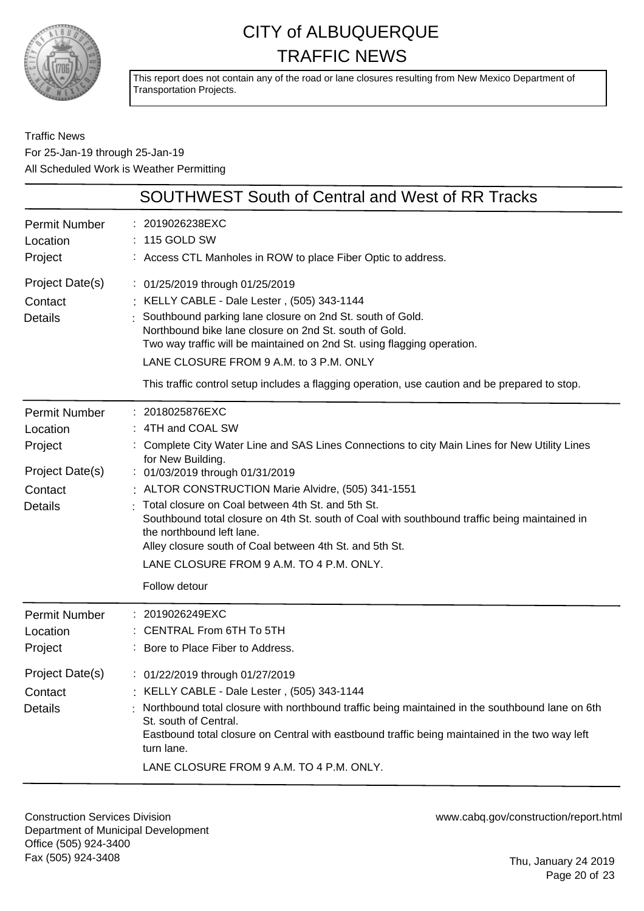# CITY of ALBUQUERQUE
# TRAFFIC NEWS

This report does not contain any of the road or lane closures resulting from New Mexico Department of Transportation Projects.

Traffic News
For 25-Jan-19 through 25-Jan-19
All Scheduled Work is Weather Permitting

## SOUTHWEST South of Central and West of RR Tracks

| | |
|---|---|
| Permit Number | : 2019026238EXC |
| Location | : 115 GOLD SW |
| Project | : Access CTL Manholes in ROW to place Fiber Optic to address. |
| Project Date(s) | : 01/25/2019 through 01/25/2019 |
| Contact | : KELLY CABLE - Dale Lester , (505) 343-1144 |
| Details | : Southbound parking lane closure on 2nd St. south of Gold.<br>Northbound bike lane closure on 2nd St. south of Gold.<br>Two way traffic will be maintained on 2nd St. using flagging operation.<br>LANE CLOSURE FROM 9 A.M. to 3 P.M. ONLY<br>This traffic control setup includes a flagging operation, use caution and be prepared to stop. |

| | |
|---|---|
| Permit Number | : 2018025876EXC |
| Location | : 4TH and COAL SW |
| Project | : Complete City Water Line and SAS Lines Connections to city Main Lines for New Utility Lines for New Building. |
| Project Date(s) | : 01/03/2019 through 01/31/2019 |
| Contact | : ALTOR CONSTRUCTION Marie Alvidre, (505) 341-1551 |
| Details | : Total closure on Coal between 4th St. and 5th St.<br>Southbound total closure on 4th St. south of Coal with southbound traffic being maintained in the northbound left lane.<br>Alley closure south of Coal between 4th St. and 5th St.<br>LANE CLOSURE FROM 9 A.M. TO 4 P.M. ONLY.<br>Follow detour |

| | |
|---|---|
| Permit Number | : 2019026249EXC |
| Location | : CENTRAL From 6TH To 5TH |
| Project | : Bore to Place Fiber to Address. |
| Project Date(s) | : 01/22/2019 through 01/27/2019 |
| Contact | : KELLY CABLE - Dale Lester , (505) 343-1144 |
| Details | : Northbound total closure with northbound traffic being maintained in the southbound lane on 6th St. south of Central.<br>Eastbound total closure on Central with eastbound traffic being maintained in the two way left turn lane.<br>LANE CLOSURE FROM 9 A.M. TO 4 P.M. ONLY. |

Construction Services Division
Department of Municipal Development
Office (505) 924-3400
Fax (505) 924-3408

www.cabq.gov/construction/report.html

Thu, January 24 2019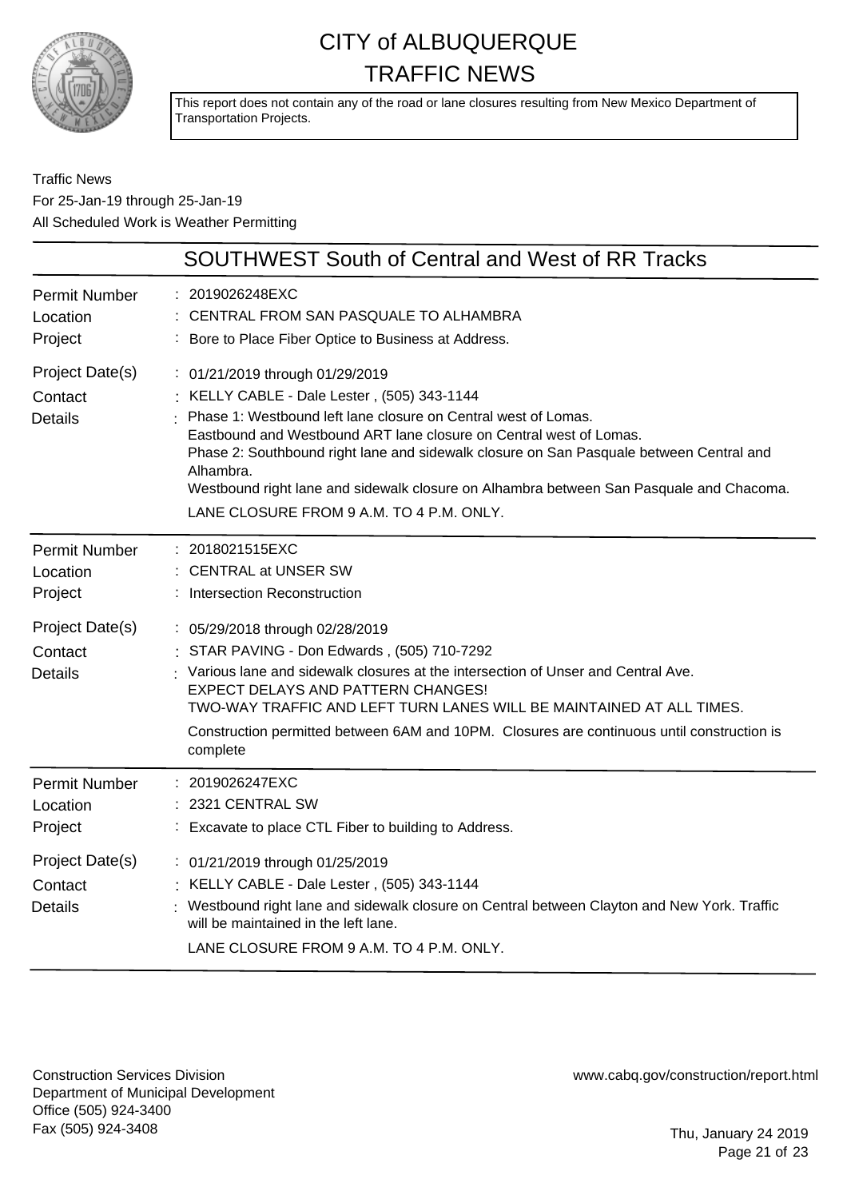# CITY of ALBUQUERQUE
# TRAFFIC NEWS

This report does not contain any of the road or lane closures resulting from New Mexico Department of Transportation Projects.

Traffic News
For 25-Jan-19 through 25-Jan-19
All Scheduled Work is Weather Permitting

## SOUTHWEST South of Central and West of RR Tracks

| | |
|---|---|
| Permit Number | 2019026248EXC |
| Location | CENTRAL FROM SAN PASQUALE TO ALHAMBRA |
| Project | Bore to Place Fiber Optice to Business at Address. |
| Project Date(s) | 01/21/2019 through 01/29/2019 |
| Contact | KELLY CABLE - Dale Lester , (505) 343-1144 |
| Details | Phase 1: Westbound left lane closure on Central west of Lomas.<br>Eastbound and Westbound ART lane closure on Central west of Lomas.<br>Phase 2: Southbound right lane and sidewalk closure on San Pasquale between Central and Alhambra.<br>Westbound right lane and sidewalk closure on Alhambra between San Pasquale and Chacoma.<br>LANE CLOSURE FROM 9 A.M. TO 4 P.M. ONLY. |

| | |
|---|---|
| Permit Number | 2018021515EXC |
| Location | CENTRAL at UNSER SW |
| Project | Intersection Reconstruction |
| Project Date(s) | 05/29/2018 through 02/28/2019 |
| Contact | STAR PAVING - Don Edwards , (505) 710-7292 |
| Details | Various lane and sidewalk closures at the intersection of Unser and Central Ave.<br>EXPECT DELAYS AND PATTERN CHANGES!<br>TWO-WAY TRAFFIC AND LEFT TURN LANES WILL BE MAINTAINED AT ALL TIMES.<br>Construction permitted between 6AM and 10PM. Closures are continuous until construction is complete |

| | |
|---|---|
| Permit Number | 2019026247EXC |
| Location | 2321 CENTRAL SW |
| Project | Excavate to place CTL Fiber to building to Address. |
| Project Date(s) | 01/21/2019 through 01/25/2019 |
| Contact | KELLY CABLE - Dale Lester , (505) 343-1144 |
| Details | Westbound right lane and sidewalk closure on Central between Clayton and New York. Traffic will be maintained in the left lane.<br>LANE CLOSURE FROM 9 A.M. TO 4 P.M. ONLY. |

Construction Services Division
Department of Municipal Development
Office (505) 924-3400
Fax (505) 924-3408

www.cabq.gov/construction/report.html

Thu, January 24 2019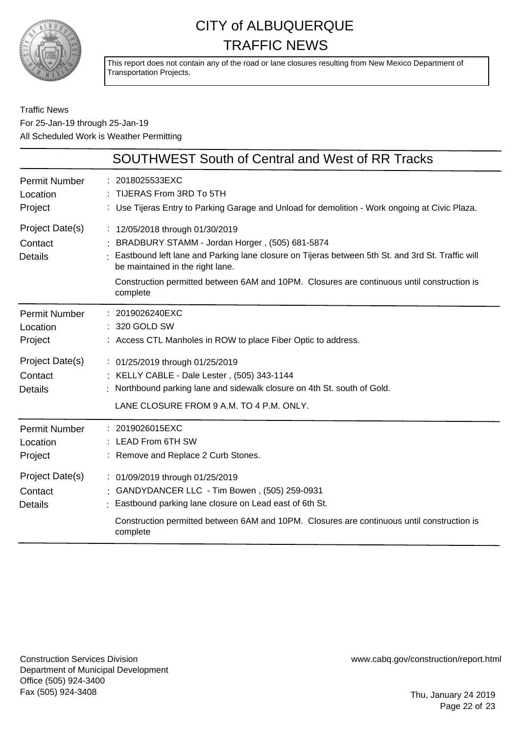# CITY of ALBUQUERQUE
# TRAFFIC NEWS

This report does not contain any of the road or lane closures resulting from New Mexico Department of Transportation Projects.

Traffic News
For 25-Jan-19 through 25-Jan-19
All Scheduled Work is Weather Permitting

## SOUTHWEST South of Central and West of RR Tracks

| | |
|---|---|
| Permit Number | : 2018025533EXC |
| Location | : TIJERAS From 3RD To 5TH |
| Project | : Use Tijeras Entry to Parking Garage and Unload for demolition - Work ongoing at Civic Plaza. |
| Project Date(s) | : 12/05/2018 through 01/30/2019 |
| Contact | : BRADBURY STAMM - Jordan Horger , (505) 681-5874 |
| Details | : Eastbound left lane and Parking lane closure on Tijeras between 5th St. and 3rd St. Traffic will be maintained in the right lane.<br><br>Construction permitted between 6AM and 10PM. Closures are continuous until construction is complete |

| | |
|---|---|
| Permit Number | : 2019026240EXC |
| Location | : 320 GOLD SW |
| Project | : Access CTL Manholes in ROW to place Fiber Optic to address. |
| Project Date(s) | : 01/25/2019 through 01/25/2019 |
| Contact | : KELLY CABLE - Dale Lester , (505) 343-1144 |
| Details | : Northbound parking lane and sidewalk closure on 4th St. south of Gold.<br><br>LANE CLOSURE FROM 9 A.M. TO 4 P.M. ONLY. |

| | |
|---|---|
| Permit Number | : 2019026015EXC |
| Location | : LEAD From 6TH SW |
| Project | : Remove and Replace 2 Curb Stones. |
| Project Date(s) | : 01/09/2019 through 01/25/2019 |
| Contact | : GANDYDANCER LLC - Tim Bowen , (505) 259-0931 |
| Details | : Eastbound parking lane closure on Lead east of 6th St.<br><br>Construction permitted between 6AM and 10PM. Closures are continuous until construction is complete |

Construction Services Division
Department of Municipal Development
Office (505) 924-3400
Fax (505) 924-3408

www.cabq.gov/construction/report.html

Thu, January 24 2019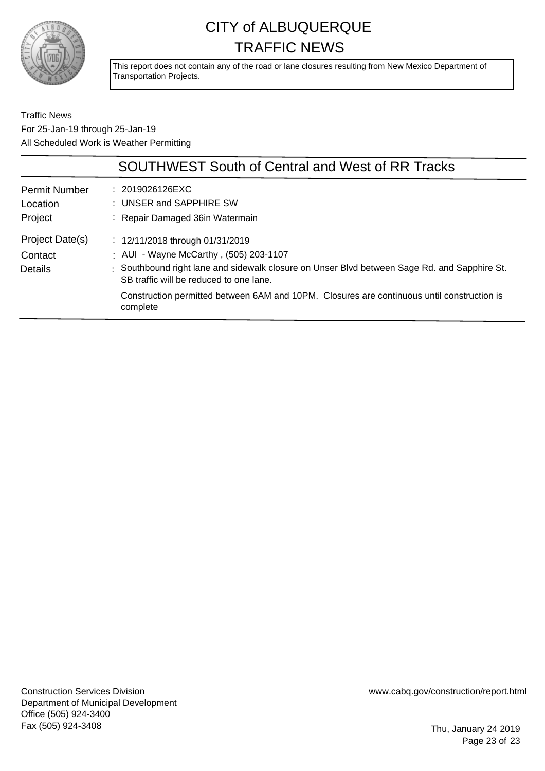# CITY of ALBUQUERQUE TRAFFIC NEWS

This report does not contain any of the road or lane closures resulting from New Mexico Department of Transportation Projects.

Traffic News
For 25-Jan-19 through 25-Jan-19
All Scheduled Work is Weather Permitting

## SOUTHWEST South of Central and West of RR Tracks

| | |
|---|---|
| Permit Number | : 2019026126EXC |
| Location | : UNSER and SAPPHIRE SW |
| Project | : Repair Damaged 36in Watermain |
| Project Date(s) | : 12/11/2018 through 01/31/2019 |
| Contact | : AUI - Wayne McCarthy , (505) 203-1107 |
| Details | : Southbound right lane and sidewalk closure on Unser Blvd between Sage Rd. and Sapphire St. SB traffic will be reduced to one lane. Construction permitted between 6AM and 10PM. Closures are continuous until construction is complete |

Construction Services Division
Department of Municipal Development
Office (505) 924-3400
Fax (505) 924-3408

www.cabq.gov/construction/report.html

Thu, January 24 2019